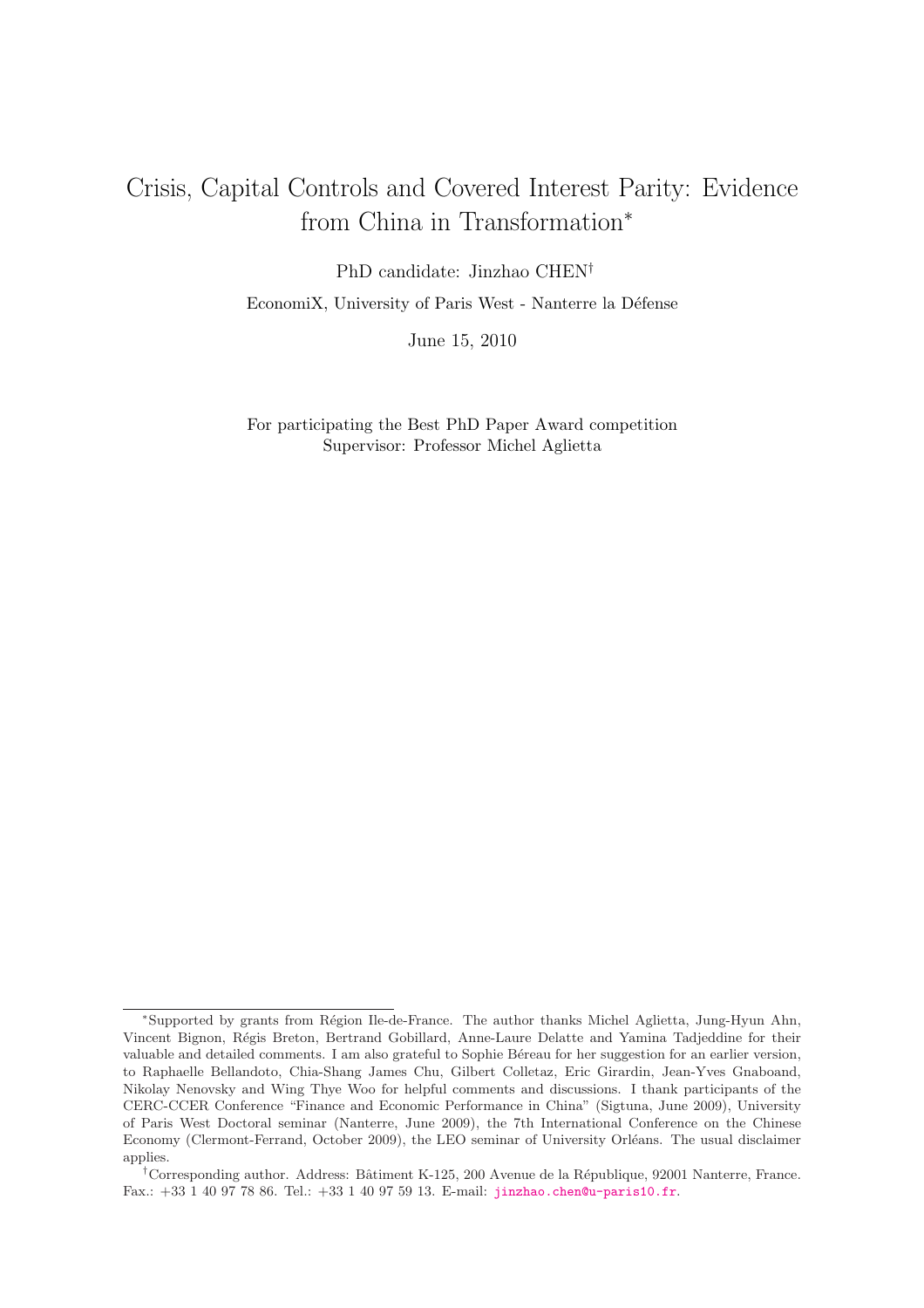# Crisis, Capital Controls and Covered Interest Parity: Evidence from China in Transformation*

PhD candidate: Jinzhao CHEN†

EconomiX, University of Paris West - Nanterre la Défense

June 15, 2010

For participating the Best PhD Paper Award competition
Supervisor: Professor Michel Aglietta

---

*Supported by grants from Région Ile-de-France. The author thanks Michel Aglietta, Jung-Hyun Ahn, Vincent Bignon, Régis Breton, Bertrand Gobillard, Anne-Laure Delatte and Yamina Tadjeddine for their valuable and detailed comments. I am also grateful to Sophie Béreau for her suggestion for an earlier version, to Raphaelle Bellandoto, Chia-Shang James Chu, Gilbert Colletaz, Eric Girardin, Jean-Yves Gnaboand, Nikolay Nenovsky and Wing Thye Woo for helpful comments and discussions. I thank participants of the CERC-CCER Conference "Finance and Economic Performance in China" (Sigtuna, June 2009), University of Paris West Doctoral seminar (Nanterre, June 2009), the 7th International Conference on the Chinese Economy (Clermont-Ferrand, October 2009), the LEO seminar of University Orléans. The usual disclaimer applies.

†Corresponding author. Address: Bâtiment K-125, 200 Avenue de la République, 92001 Nanterre, France. Fax.: +33 1 40 97 78 86. Tel.: +33 1 40 97 59 13. E-mail: jinzhao.chen@u-paris10.fr.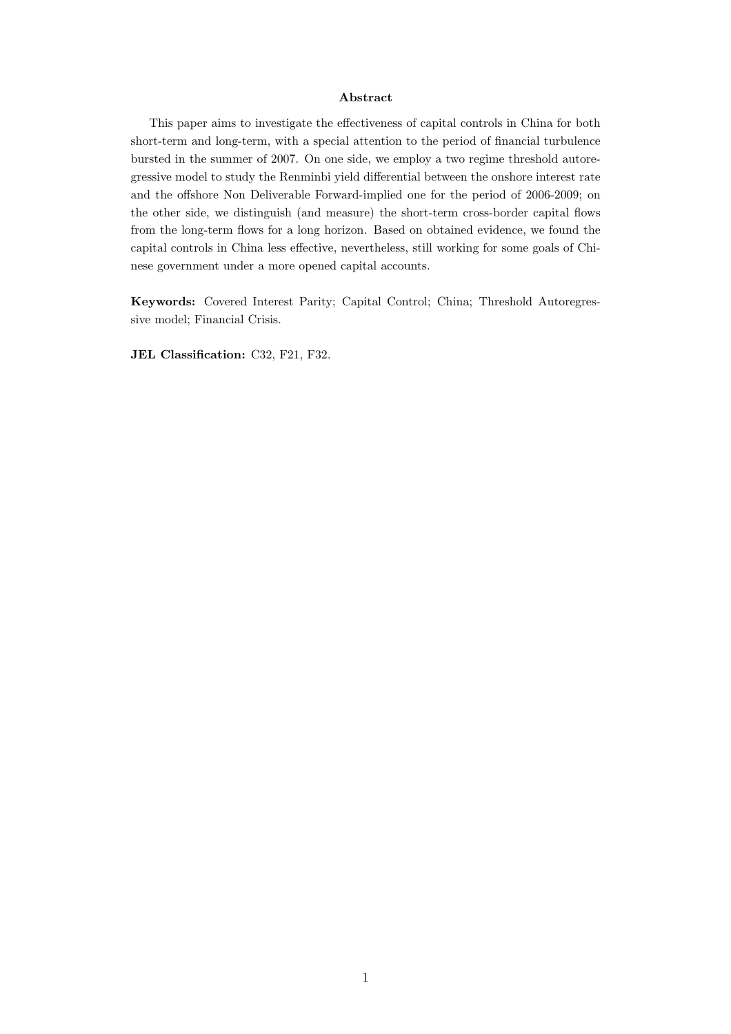**Abstract**

This paper aims to investigate the effectiveness of capital controls in China for both short-term and long-term, with a special attention to the period of financial turbulence bursted in the summer of 2007. On one side, we employ a two regime threshold autoregressive model to study the Renminbi yield differential between the onshore interest rate and the offshore Non Deliverable Forward-implied one for the period of 2006-2009; on the other side, we distinguish (and measure) the short-term cross-border capital flows from the long-term flows for a long horizon. Based on obtained evidence, we found the capital controls in China less effective, nevertheless, still working for some goals of Chinese government under a more opened capital accounts.

**Keywords:** Covered Interest Parity; Capital Control; China; Threshold Autoregressive model; Financial Crisis.

**JEL Classification:** C32, F21, F32.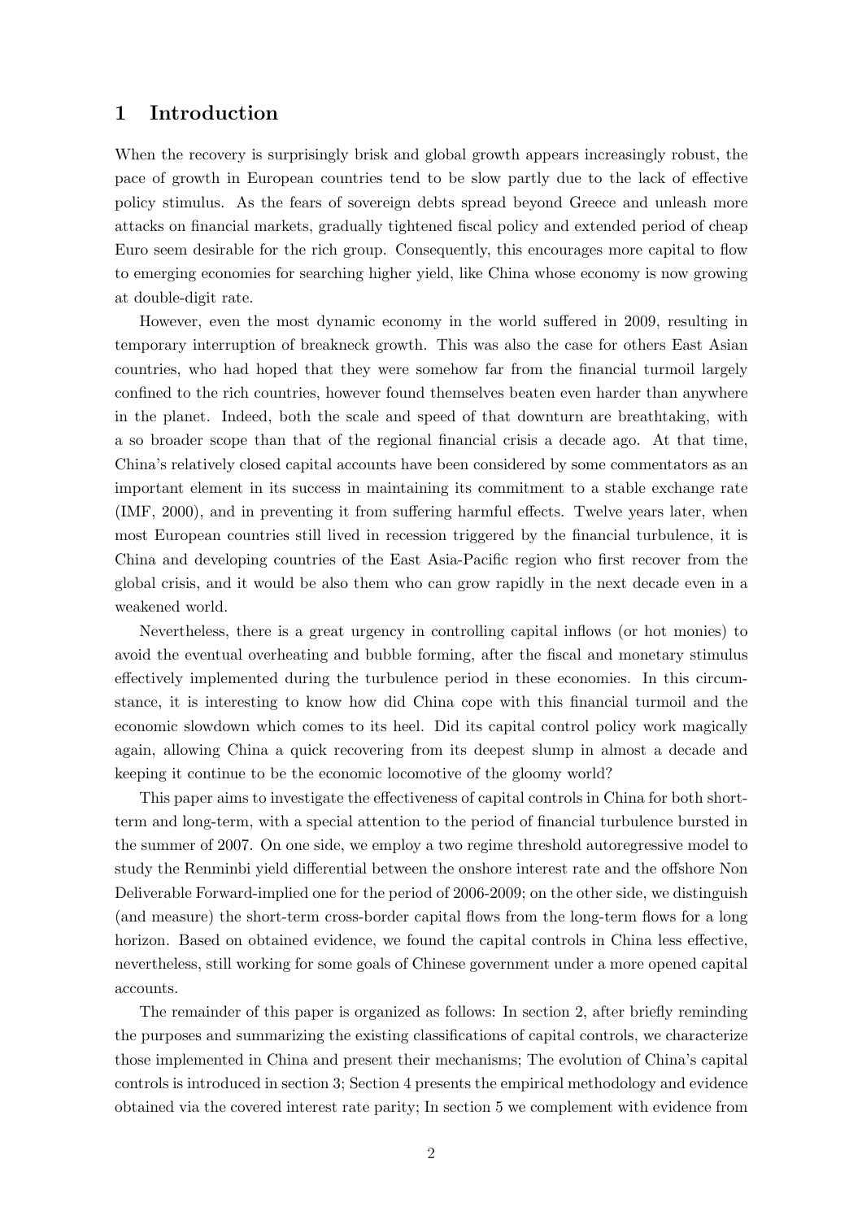# 1 Introduction

When the recovery is surprisingly brisk and global growth appears increasingly robust, the pace of growth in European countries tend to be slow partly due to the lack of effective policy stimulus. As the fears of sovereign debts spread beyond Greece and unleash more attacks on financial markets, gradually tightened fiscal policy and extended period of cheap Euro seem desirable for the rich group. Consequently, this encourages more capital to flow to emerging economies for searching higher yield, like China whose economy is now growing at double-digit rate.

However, even the most dynamic economy in the world suffered in 2009, resulting in temporary interruption of breakneck growth. This was also the case for others East Asian countries, who had hoped that they were somehow far from the financial turmoil largely confined to the rich countries, however found themselves beaten even harder than anywhere in the planet. Indeed, both the scale and speed of that downturn are breathtaking, with a so broader scope than that of the regional financial crisis a decade ago. At that time, China's relatively closed capital accounts have been considered by some commentators as an important element in its success in maintaining its commitment to a stable exchange rate (IMF, 2000), and in preventing it from suffering harmful effects. Twelve years later, when most European countries still lived in recession triggered by the financial turbulence, it is China and developing countries of the East Asia-Pacific region who first recover from the global crisis, and it would be also them who can grow rapidly in the next decade even in a weakened world.

Nevertheless, there is a great urgency in controlling capital inflows (or hot monies) to avoid the eventual overheating and bubble forming, after the fiscal and monetary stimulus effectively implemented during the turbulence period in these economies. In this circumstance, it is interesting to know how did China cope with this financial turmoil and the economic slowdown which comes to its heel. Did its capital control policy work magically again, allowing China a quick recovering from its deepest slump in almost a decade and keeping it continue to be the economic locomotive of the gloomy world?

This paper aims to investigate the effectiveness of capital controls in China for both short-term and long-term, with a special attention to the period of financial turbulence bursted in the summer of 2007. On one side, we employ a two regime threshold autoregressive model to study the Renminbi yield differential between the onshore interest rate and the offshore Non Deliverable Forward-implied one for the period of 2006-2009; on the other side, we distinguish (and measure) the short-term cross-border capital flows from the long-term flows for a long horizon. Based on obtained evidence, we found the capital controls in China less effective, nevertheless, still working for some goals of Chinese government under a more opened capital accounts.

The remainder of this paper is organized as follows: In section 2, after briefly reminding the purposes and summarizing the existing classifications of capital controls, we characterize those implemented in China and present their mechanisms; The evolution of China's capital controls is introduced in section 3; Section 4 presents the empirical methodology and evidence obtained via the covered interest rate parity; In section 5 we complement with evidence from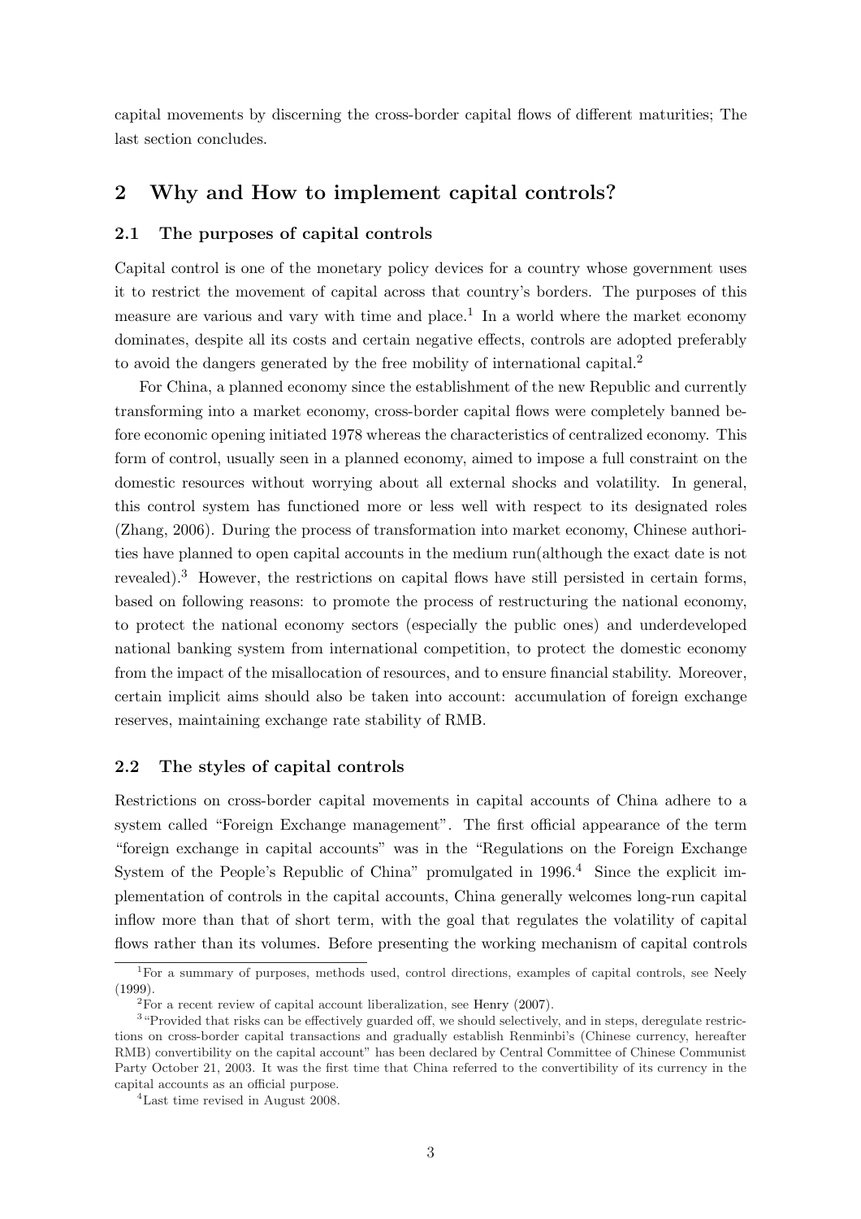capital movements by discerning the cross-border capital flows of different maturities; The last section concludes.

## 2 Why and How to implement capital controls?

### 2.1 The purposes of capital controls

Capital control is one of the monetary policy devices for a country whose government uses it to restrict the movement of capital across that country's borders. The purposes of this measure are various and vary with time and place.[1] In a world where the market economy dominates, despite all its costs and certain negative effects, controls are adopted preferably to avoid the dangers generated by the free mobility of international capital.[2]

For China, a planned economy since the establishment of the new Republic and currently transforming into a market economy, cross-border capital flows were completely banned before economic opening initiated 1978 whereas the characteristics of centralized economy. This form of control, usually seen in a planned economy, aimed to impose a full constraint on the domestic resources without worrying about all external shocks and volatility. In general, this control system has functioned more or less well with respect to its designated roles (Zhang, 2006). During the process of transformation into market economy, Chinese authorities have planned to open capital accounts in the medium run(although the exact date is not revealed).[3] However, the restrictions on capital flows have still persisted in certain forms, based on following reasons: to promote the process of restructuring the national economy, to protect the national economy sectors (especially the public ones) and underdeveloped national banking system from international competition, to protect the domestic economy from the impact of the misallocation of resources, and to ensure financial stability. Moreover, certain implicit aims should also be taken into account: accumulation of foreign exchange reserves, maintaining exchange rate stability of RMB.

### 2.2 The styles of capital controls

Restrictions on cross-border capital movements in capital accounts of China adhere to a system called "Foreign Exchange management". The first official appearance of the term "foreign exchange in capital accounts" was in the "Regulations on the Foreign Exchange System of the People's Republic of China" promulgated in 1996.[4] Since the explicit implementation of controls in the capital accounts, China generally welcomes long-run capital inflow more than that of short term, with the goal that regulates the volatility of capital flows rather than its volumes. Before presenting the working mechanism of capital controls

---

[1] For a summary of purposes, methods used, control directions, examples of capital controls, see Neely (1999).

[2] For a recent review of capital account liberalization, see Henry (2007).

[3] "Provided that risks can be effectively guarded off, we should selectively, and in steps, deregulate restrictions on cross-border capital transactions and gradually establish Renminbi's (Chinese currency, hereafter RMB) convertibility on the capital account" has been declared by Central Committee of Chinese Communist Party October 21, 2003. It was the first time that China referred to the convertibility of its currency in the capital accounts as an official purpose.

[4] Last time revised in August 2008.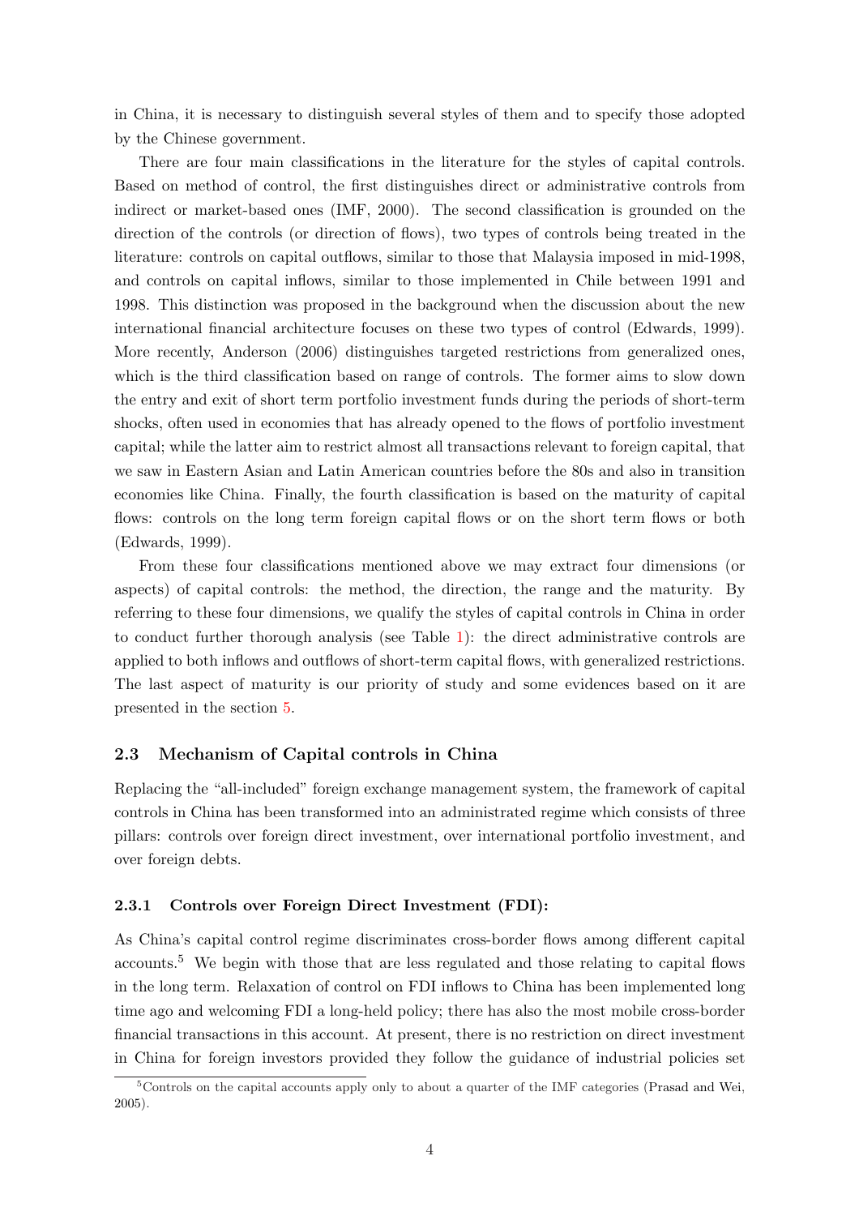in China, it is necessary to distinguish several styles of them and to specify those adopted by the Chinese government.

There are four main classifications in the literature for the styles of capital controls. Based on method of control, the first distinguishes direct or administrative controls from indirect or market-based ones (IMF, 2000). The second classification is grounded on the direction of the controls (or direction of flows), two types of controls being treated in the literature: controls on capital outflows, similar to those that Malaysia imposed in mid-1998, and controls on capital inflows, similar to those implemented in Chile between 1991 and 1998. This distinction was proposed in the background when the discussion about the new international financial architecture focuses on these two types of control (Edwards, 1999). More recently, Anderson (2006) distinguishes targeted restrictions from generalized ones, which is the third classification based on range of controls. The former aims to slow down the entry and exit of short term portfolio investment funds during the periods of short-term shocks, often used in economies that has already opened to the flows of portfolio investment capital; while the latter aim to restrict almost all transactions relevant to foreign capital, that we saw in Eastern Asian and Latin American countries before the 80s and also in transition economies like China. Finally, the fourth classification is based on the maturity of capital flows: controls on the long term foreign capital flows or on the short term flows or both (Edwards, 1999).

From these four classifications mentioned above we may extract four dimensions (or aspects) of capital controls: the method, the direction, the range and the maturity. By referring to these four dimensions, we qualify the styles of capital controls in China in order to conduct further thorough analysis (see Table 1): the direct administrative controls are applied to both inflows and outflows of short-term capital flows, with generalized restrictions. The last aspect of maturity is our priority of study and some evidences based on it are presented in the section 5.

### 2.3 Mechanism of Capital controls in China

Replacing the "all-included" foreign exchange management system, the framework of capital controls in China has been transformed into an administrated regime which consists of three pillars: controls over foreign direct investment, over international portfolio investment, and over foreign debts.

#### 2.3.1 Controls over Foreign Direct Investment (FDI):

As China's capital control regime discriminates cross-border flows among different capital accounts.[5] We begin with those that are less regulated and those relating to capital flows in the long term. Relaxation of control on FDI inflows to China has been implemented long time ago and welcoming FDI a long-held policy; there has also the most mobile cross-border financial transactions in this account. At present, there is no restriction on direct investment in China for foreign investors provided they follow the guidance of industrial policies set

[5] Controls on the capital accounts apply only to about a quarter of the IMF categories (Prasad and Wei, 2005).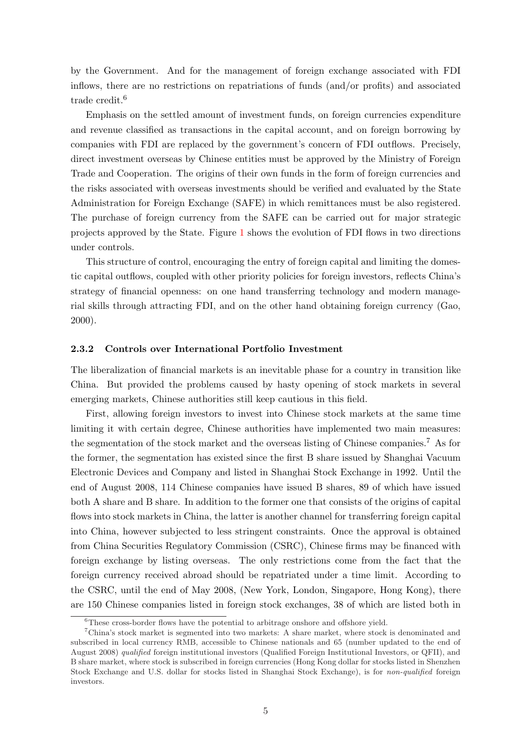by the Government. And for the management of foreign exchange associated with FDI inflows, there are no restrictions on repatriations of funds (and/or profits) and associated trade credit.[6]

Emphasis on the settled amount of investment funds, on foreign currencies expenditure and revenue classified as transactions in the capital account, and on foreign borrowing by companies with FDI are replaced by the government's concern of FDI outflows. Precisely, direct investment overseas by Chinese entities must be approved by the Ministry of Foreign Trade and Cooperation. The origins of their own funds in the form of foreign currencies and the risks associated with overseas investments should be verified and evaluated by the State Administration for Foreign Exchange (SAFE) in which remittances must be also registered. The purchase of foreign currency from the SAFE can be carried out for major strategic projects approved by the State. Figure 1 shows the evolution of FDI flows in two directions under controls.

This structure of control, encouraging the entry of foreign capital and limiting the domestic capital outflows, coupled with other priority policies for foreign investors, reflects China's strategy of financial openness: on one hand transferring technology and modern managerial skills through attracting FDI, and on the other hand obtaining foreign currency (Gao, 2000).

### 2.3.2 Controls over International Portfolio Investment

The liberalization of financial markets is an inevitable phase for a country in transition like China. But provided the problems caused by hasty opening of stock markets in several emerging markets, Chinese authorities still keep cautious in this field.

First, allowing foreign investors to invest into Chinese stock markets at the same time limiting it with certain degree, Chinese authorities have implemented two main measures: the segmentation of the stock market and the overseas listing of Chinese companies.[7] As for the former, the segmentation has existed since the first B share issued by Shanghai Vacuum Electronic Devices and Company and listed in Shanghai Stock Exchange in 1992. Until the end of August 2008, 114 Chinese companies have issued B shares, 89 of which have issued both A share and B share. In addition to the former one that consists of the origins of capital flows into stock markets in China, the latter is another channel for transferring foreign capital into China, however subjected to less stringent constraints. Once the approval is obtained from China Securities Regulatory Commission (CSRC), Chinese firms may be financed with foreign exchange by listing overseas. The only restrictions come from the fact that the foreign currency received abroad should be repatriated under a time limit. According to the CSRC, until the end of May 2008, (New York, London, Singapore, Hong Kong), there are 150 Chinese companies listed in foreign stock exchanges, 38 of which are listed both in

---

[6] These cross-border flows have the potential to arbitrage onshore and offshore yield.

[7] China's stock market is segmented into two markets: A share market, where stock is denominated and subscribed in local currency RMB, accessible to Chinese nationals and 65 (number updated to the end of August 2008) *qualified* foreign institutional investors (Qualified Foreign Institutional Investors, or QFII), and B share market, where stock is subscribed in foreign currencies (Hong Kong dollar for stocks listed in Shenzhen Stock Exchange and U.S. dollar for stocks listed in Shanghai Stock Exchange), is for *non-qualified* foreign investors.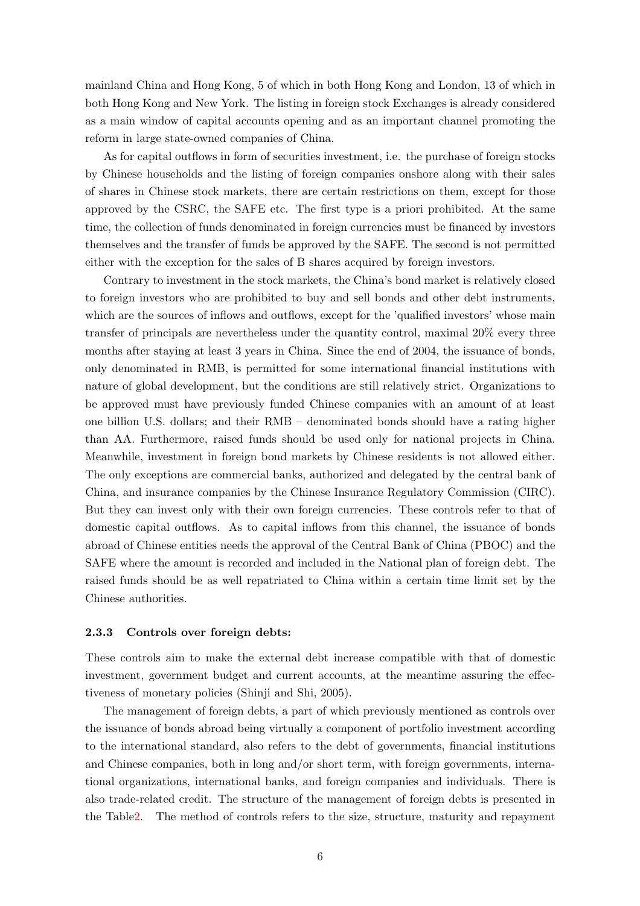mainland China and Hong Kong, 5 of which in both Hong Kong and London, 13 of which in both Hong Kong and New York. The listing in foreign stock Exchanges is already considered as a main window of capital accounts opening and as an important channel promoting the reform in large state-owned companies of China.

As for capital outflows in form of securities investment, i.e. the purchase of foreign stocks by Chinese households and the listing of foreign companies onshore along with their sales of shares in Chinese stock markets, there are certain restrictions on them, except for those approved by the CSRC, the SAFE etc. The first type is a priori prohibited. At the same time, the collection of funds denominated in foreign currencies must be financed by investors themselves and the transfer of funds be approved by the SAFE. The second is not permitted either with the exception for the sales of B shares acquired by foreign investors.

Contrary to investment in the stock markets, the China's bond market is relatively closed to foreign investors who are prohibited to buy and sell bonds and other debt instruments, which are the sources of inflows and outflows, except for the 'qualified investors' whose main transfer of principals are nevertheless under the quantity control, maximal 20% every three months after staying at least 3 years in China. Since the end of 2004, the issuance of bonds, only denominated in RMB, is permitted for some international financial institutions with nature of global development, but the conditions are still relatively strict. Organizations to be approved must have previously funded Chinese companies with an amount of at least one billion U.S. dollars; and their RMB – denominated bonds should have a rating higher than AA. Furthermore, raised funds should be used only for national projects in China. Meanwhile, investment in foreign bond markets by Chinese residents is not allowed either. The only exceptions are commercial banks, authorized and delegated by the central bank of China, and insurance companies by the Chinese Insurance Regulatory Commission (CIRC). But they can invest only with their own foreign currencies. These controls refer to that of domestic capital outflows. As to capital inflows from this channel, the issuance of bonds abroad of Chinese entities needs the approval of the Central Bank of China (PBOC) and the SAFE where the amount is recorded and included in the National plan of foreign debt. The raised funds should be as well repatriated to China within a certain time limit set by the Chinese authorities.

### 2.3.3 Controls over foreign debts:

These controls aim to make the external debt increase compatible with that of domestic investment, government budget and current accounts, at the meantime assuring the effectiveness of monetary policies (Shinji and Shi, 2005).

The management of foreign debts, a part of which previously mentioned as controls over the issuance of bonds abroad being virtually a component of portfolio investment according to the international standard, also refers to the debt of governments, financial institutions and Chinese companies, both in long and/or short term, with foreign governments, international organizations, international banks, and foreign companies and individuals. There is also trade-related credit. The structure of the management of foreign debts is presented in the Table2. The method of controls refers to the size, structure, maturity and repayment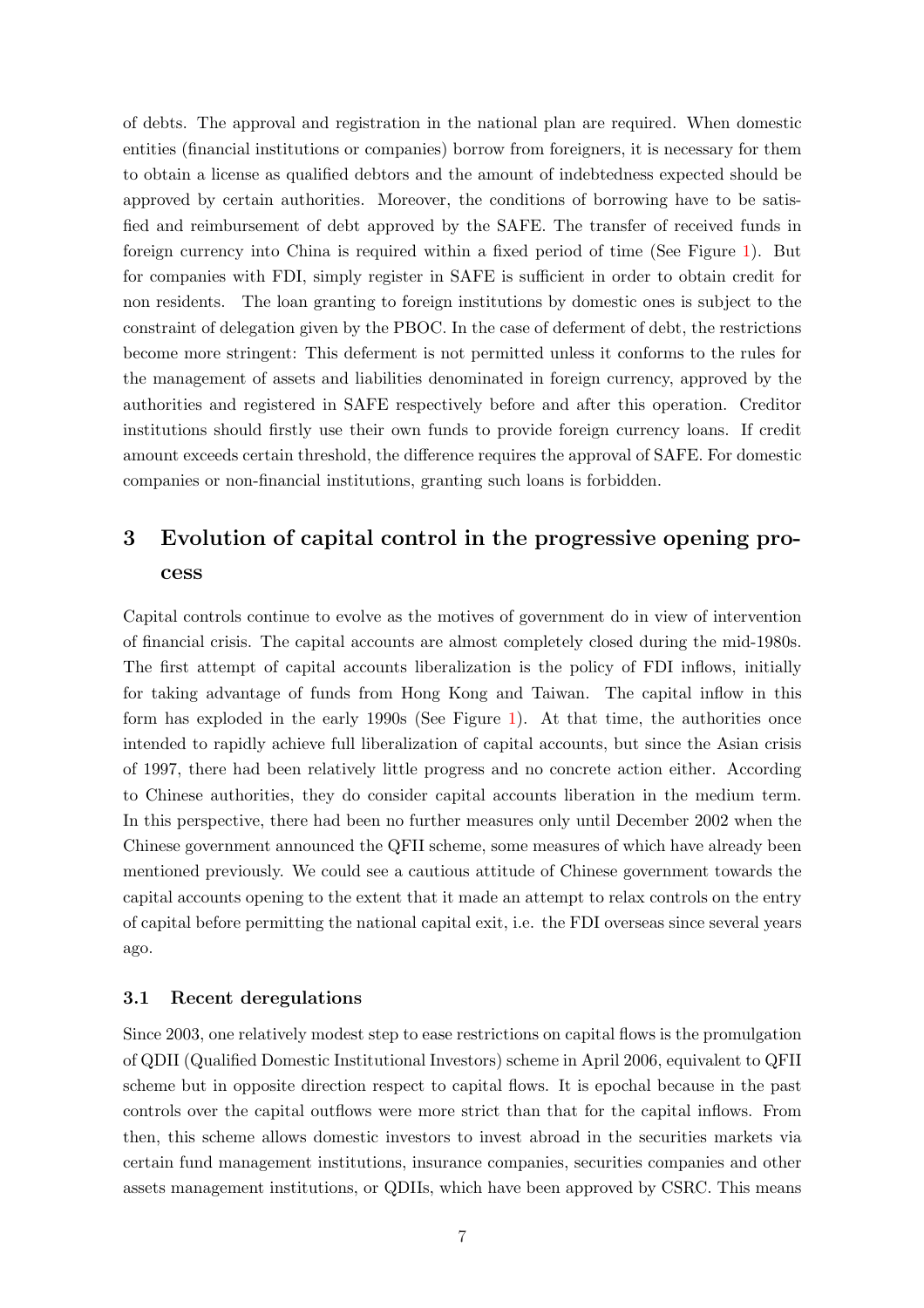of debts. The approval and registration in the national plan are required. When domestic entities (financial institutions or companies) borrow from foreigners, it is necessary for them to obtain a license as qualified debtors and the amount of indebtedness expected should be approved by certain authorities. Moreover, the conditions of borrowing have to be satisfied and reimbursement of debt approved by the SAFE. The transfer of received funds in foreign currency into China is required within a fixed period of time (See Figure 1). But for companies with FDI, simply register in SAFE is sufficient in order to obtain credit for non residents. The loan granting to foreign institutions by domestic ones is subject to the constraint of delegation given by the PBOC. In the case of deferment of debt, the restrictions become more stringent: This deferment is not permitted unless it conforms to the rules for the management of assets and liabilities denominated in foreign currency, approved by the authorities and registered in SAFE respectively before and after this operation. Creditor institutions should firstly use their own funds to provide foreign currency loans. If credit amount exceeds certain threshold, the difference requires the approval of SAFE. For domestic companies or non-financial institutions, granting such loans is forbidden.

## 3 Evolution of capital control in the progressive opening process

Capital controls continue to evolve as the motives of government do in view of intervention of financial crisis. The capital accounts are almost completely closed during the mid-1980s. The first attempt of capital accounts liberalization is the policy of FDI inflows, initially for taking advantage of funds from Hong Kong and Taiwan. The capital inflow in this form has exploded in the early 1990s (See Figure 1). At that time, the authorities once intended to rapidly achieve full liberalization of capital accounts, but since the Asian crisis of 1997, there had been relatively little progress and no concrete action either. According to Chinese authorities, they do consider capital accounts liberation in the medium term. In this perspective, there had been no further measures only until December 2002 when the Chinese government announced the QFII scheme, some measures of which have already been mentioned previously. We could see a cautious attitude of Chinese government towards the capital accounts opening to the extent that it made an attempt to relax controls on the entry of capital before permitting the national capital exit, i.e. the FDI overseas since several years ago.

### 3.1 Recent deregulations

Since 2003, one relatively modest step to ease restrictions on capital flows is the promulgation of QDII (Qualified Domestic Institutional Investors) scheme in April 2006, equivalent to QFII scheme but in opposite direction respect to capital flows. It is epochal because in the past controls over the capital outflows were more strict than that for the capital inflows. From then, this scheme allows domestic investors to invest abroad in the securities markets via certain fund management institutions, insurance companies, securities companies and other assets management institutions, or QDIIs, which have been approved by CSRC. This means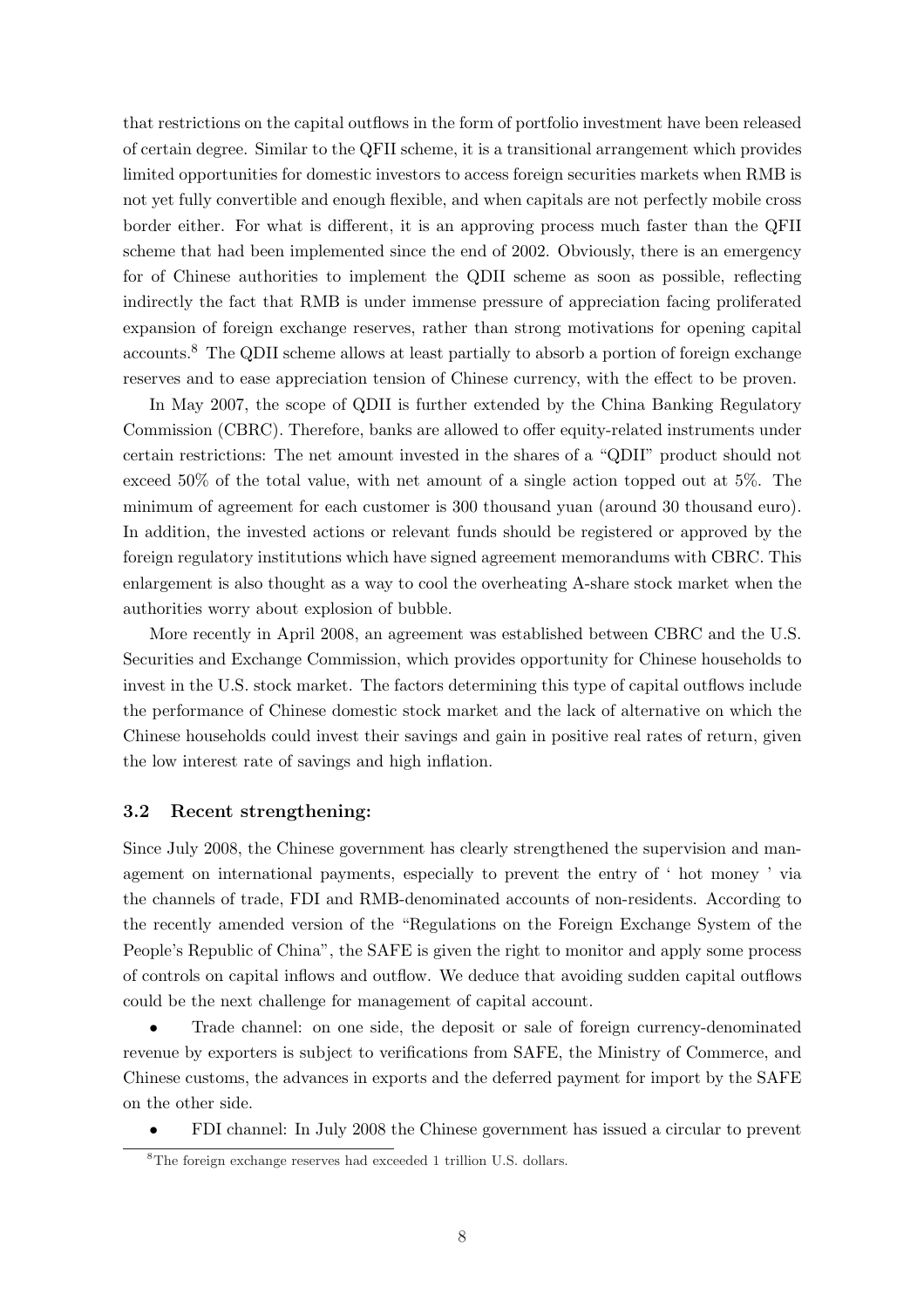that restrictions on the capital outflows in the form of portfolio investment have been released of certain degree. Similar to the QFII scheme, it is a transitional arrangement which provides limited opportunities for domestic investors to access foreign securities markets when RMB is not yet fully convertible and enough flexible, and when capitals are not perfectly mobile cross border either. For what is different, it is an approving process much faster than the QFII scheme that had been implemented since the end of 2002. Obviously, there is an emergency for of Chinese authorities to implement the QDII scheme as soon as possible, reflecting indirectly the fact that RMB is under immense pressure of appreciation facing proliferated expansion of foreign exchange reserves, rather than strong motivations for opening capital accounts.[8] The QDII scheme allows at least partially to absorb a portion of foreign exchange reserves and to ease appreciation tension of Chinese currency, with the effect to be proven.

In May 2007, the scope of QDII is further extended by the China Banking Regulatory Commission (CBRC). Therefore, banks are allowed to offer equity-related instruments under certain restrictions: The net amount invested in the shares of a "QDII" product should not exceed 50% of the total value, with net amount of a single action topped out at 5%. The minimum of agreement for each customer is 300 thousand yuan (around 30 thousand euro). In addition, the invested actions or relevant funds should be registered or approved by the foreign regulatory institutions which have signed agreement memorandums with CBRC. This enlargement is also thought as a way to cool the overheating A-share stock market when the authorities worry about explosion of bubble.

More recently in April 2008, an agreement was established between CBRC and the U.S. Securities and Exchange Commission, which provides opportunity for Chinese households to invest in the U.S. stock market. The factors determining this type of capital outflows include the performance of Chinese domestic stock market and the lack of alternative on which the Chinese households could invest their savings and gain in positive real rates of return, given the low interest rate of savings and high inflation.

### 3.2 Recent strengthening:

Since July 2008, the Chinese government has clearly strengthened the supervision and management on international payments, especially to prevent the entry of ' hot money ' via the channels of trade, FDI and RMB-denominated accounts of non-residents. According to the recently amended version of the "Regulations on the Foreign Exchange System of the People's Republic of China", the SAFE is given the right to monitor and apply some process of controls on capital inflows and outflow. We deduce that avoiding sudden capital outflows could be the next challenge for management of capital account.

- Trade channel: on one side, the deposit or sale of foreign currency-denominated revenue by exporters is subject to verifications from SAFE, the Ministry of Commerce, and Chinese customs, the advances in exports and the deferred payment for import by the SAFE on the other side.
- FDI channel: In July 2008 the Chinese government has issued a circular to prevent

[8] The foreign exchange reserves had exceeded 1 trillion U.S. dollars.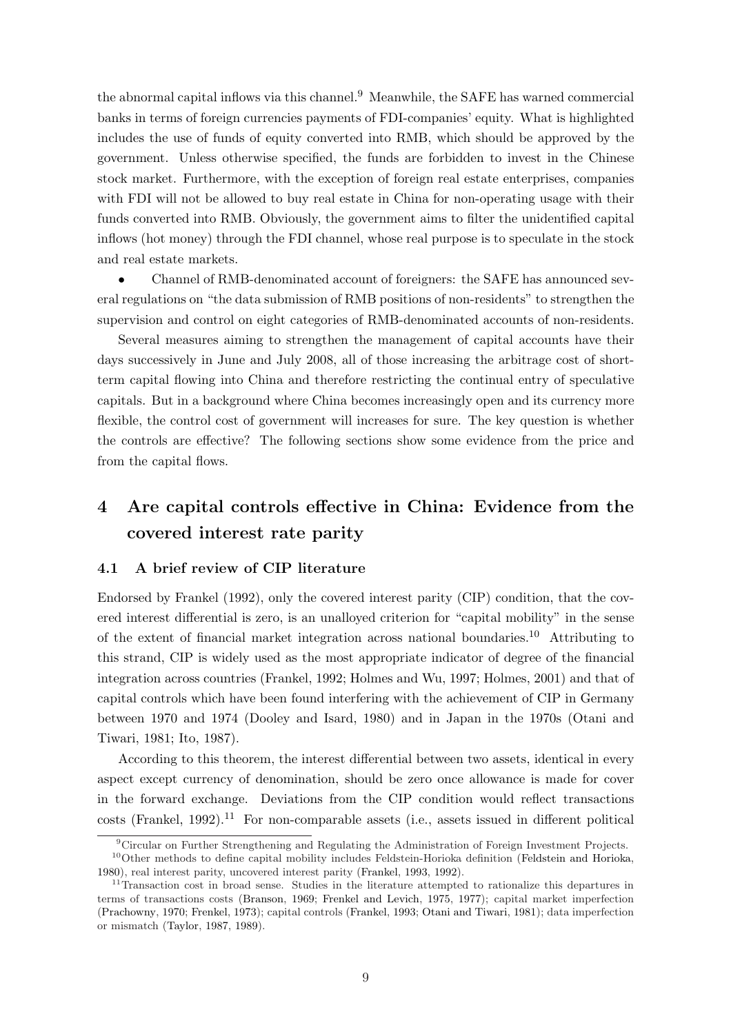the abnormal capital inflows via this channel.[9] Meanwhile, the SAFE has warned commercial banks in terms of foreign currencies payments of FDI-companies' equity. What is highlighted includes the use of funds of equity converted into RMB, which should be approved by the government. Unless otherwise specified, the funds are forbidden to invest in the Chinese stock market. Furthermore, with the exception of foreign real estate enterprises, companies with FDI will not be allowed to buy real estate in China for non-operating usage with their funds converted into RMB. Obviously, the government aims to filter the unidentified capital inflows (hot money) through the FDI channel, whose real purpose is to speculate in the stock and real estate markets.

- Channel of RMB-denominated account of foreigners: the SAFE has announced several regulations on "the data submission of RMB positions of non-residents" to strengthen the supervision and control on eight categories of RMB-denominated accounts of non-residents.

Several measures aiming to strengthen the management of capital accounts have their days successively in June and July 2008, all of those increasing the arbitrage cost of short-term capital flowing into China and therefore restricting the continual entry of speculative capitals. But in a background where China becomes increasingly open and its currency more flexible, the control cost of government will increases for sure. The key question is whether the controls are effective? The following sections show some evidence from the price and from the capital flows.

# 4 Are capital controls effective in China: Evidence from the covered interest rate parity

## 4.1 A brief review of CIP literature

Endorsed by Frankel (1992), only the covered interest parity (CIP) condition, that the covered interest differential is zero, is an unalloyed criterion for "capital mobility" in the sense of the extent of financial market integration across national boundaries.[10] Attributing to this strand, CIP is widely used as the most appropriate indicator of degree of the financial integration across countries (Frankel, 1992; Holmes and Wu, 1997; Holmes, 2001) and that of capital controls which have been found interfering with the achievement of CIP in Germany between 1970 and 1974 (Dooley and Isard, 1980) and in Japan in the 1970s (Otani and Tiwari, 1981; Ito, 1987).

According to this theorem, the interest differential between two assets, identical in every aspect except currency of denomination, should be zero once allowance is made for cover in the forward exchange. Deviations from the CIP condition would reflect transactions costs (Frankel, 1992).[11] For non-comparable assets (i.e., assets issued in different political

---

[9] Circular on Further Strengthening and Regulating the Administration of Foreign Investment Projects.

[10] Other methods to define capital mobility includes Feldstein-Horioka definition (Feldstein and Horioka, 1980), real interest parity, uncovered interest parity (Frankel, 1993, 1992).

[11] Transaction cost in broad sense. Studies in the literature attempted to rationalize this departures in terms of transactions costs (Branson, 1969; Frenkel and Levich, 1975, 1977); capital market imperfection (Prachowny, 1970; Frenkel, 1973); capital controls (Frankel, 1993; Otani and Tiwari, 1981); data imperfection or mismatch (Taylor, 1987, 1989).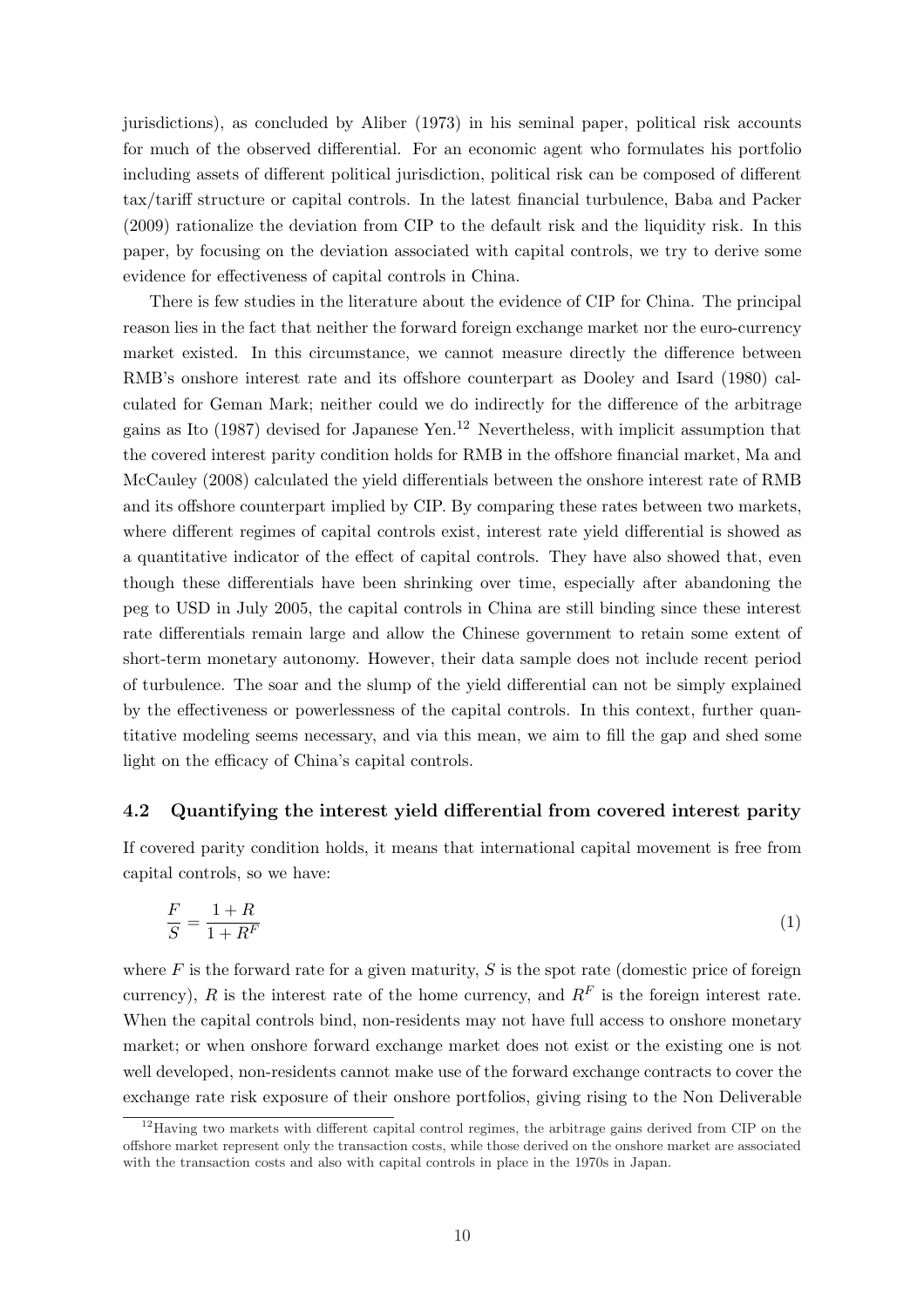jurisdictions), as concluded by Aliber (1973) in his seminal paper, political risk accounts for much of the observed differential. For an economic agent who formulates his portfolio including assets of different political jurisdiction, political risk can be composed of different tax/tariff structure or capital controls. In the latest financial turbulence, Baba and Packer (2009) rationalize the deviation from CIP to the default risk and the liquidity risk. In this paper, by focusing on the deviation associated with capital controls, we try to derive some evidence for effectiveness of capital controls in China.

There is few studies in the literature about the evidence of CIP for China. The principal reason lies in the fact that neither the forward foreign exchange market nor the euro-currency market existed. In this circumstance, we cannot measure directly the difference between RMB's onshore interest rate and its offshore counterpart as Dooley and Isard (1980) calculated for Geman Mark; neither could we do indirectly for the difference of the arbitrage gains as Ito (1987) devised for Japanese Yen.[12] Nevertheless, with implicit assumption that the covered interest parity condition holds for RMB in the offshore financial market, Ma and McCauley (2008) calculated the yield differentials between the onshore interest rate of RMB and its offshore counterpart implied by CIP. By comparing these rates between two markets, where different regimes of capital controls exist, interest rate yield differential is showed as a quantitative indicator of the effect of capital controls. They have also showed that, even though these differentials have been shrinking over time, especially after abandoning the peg to USD in July 2005, the capital controls in China are still binding since these interest rate differentials remain large and allow the Chinese government to retain some extent of short-term monetary autonomy. However, their data sample does not include recent period of turbulence. The soar and the slump of the yield differential can not be simply explained by the effectiveness or powerlessness of the capital controls. In this context, further quantitative modeling seems necessary, and via this mean, we aim to fill the gap and shed some light on the efficacy of China's capital controls.

### 4.2 Quantifying the interest yield differential from covered interest parity

If covered parity condition holds, it means that international capital movement is free from capital controls, so we have:

$$\frac{F}{S} = \frac{1+R}{1+R^F} \tag{1}$$

where $F$ is the forward rate for a given maturity, $S$ is the spot rate (domestic price of foreign currency), $R$ is the interest rate of the home currency, and $R^F$ is the foreign interest rate. When the capital controls bind, non-residents may not have full access to onshore monetary market; or when onshore forward exchange market does not exist or the existing one is not well developed, non-residents cannot make use of the forward exchange contracts to cover the exchange rate risk exposure of their onshore portfolios, giving rising to the Non Deliverable

[12] Having two markets with different capital control regimes, the arbitrage gains derived from CIP on the offshore market represent only the transaction costs, while those derived on the onshore market are associated with the transaction costs and also with capital controls in place in the 1970s in Japan.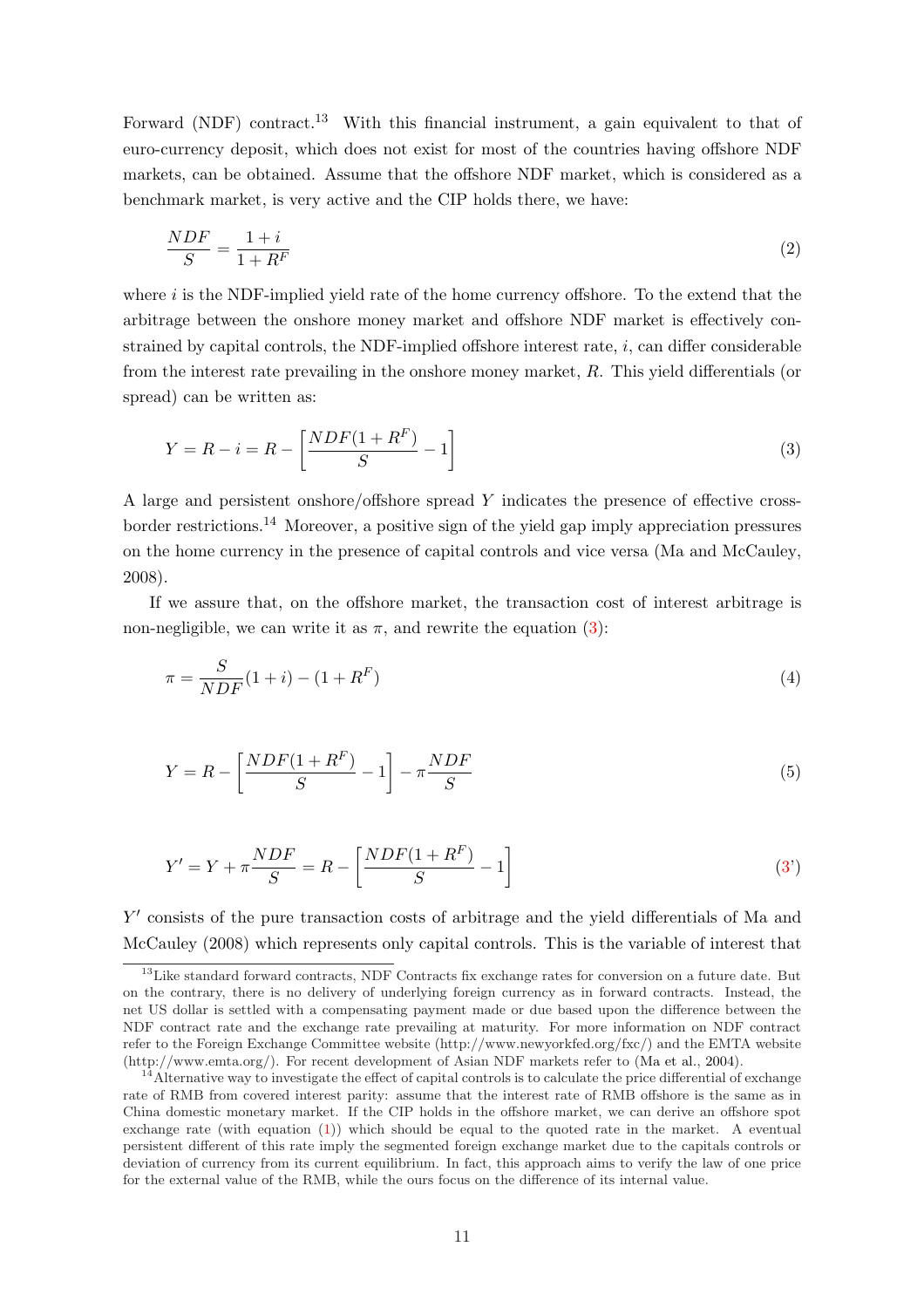Forward (NDF) contract.[13] With this financial instrument, a gain equivalent to that of euro-currency deposit, which does not exist for most of the countries having offshore NDF markets, can be obtained. Assume that the offshore NDF market, which is considered as a benchmark market, is very active and the CIP holds there, we have:

$$\frac{NDF}{S} = \frac{1+i}{1+R^F} \tag{2}$$

where $i$ is the NDF-implied yield rate of the home currency offshore. To the extend that the arbitrage between the onshore money market and offshore NDF market is effectively constrained by capital controls, the NDF-implied offshore interest rate, $i$, can differ considerable from the interest rate prevailing in the onshore money market, $R$. This yield differentials (or spread) can be written as:

$$Y = R - i = R - \left[\frac{NDF(1+R^F)}{S} - 1\right] \tag{3}$$

A large and persistent onshore/offshore spread $Y$ indicates the presence of effective cross-border restrictions.[14] Moreover, a positive sign of the yield gap imply appreciation pressures on the home currency in the presence of capital controls and vice versa (Ma and McCauley, 2008).

If we assure that, on the offshore market, the transaction cost of interest arbitrage is non-negligible, we can write it as $\pi$, and rewrite the equation (3):

$$\pi = \frac{S}{NDF}(1+i) - (1+R^F) \tag{4}$$

$$Y = R - \left[\frac{NDF(1+R^F)}{S} - 1\right] - \pi\frac{NDF}{S} \tag{5}$$

$$Y' = Y + \pi\frac{NDF}{S} = R - \left[\frac{NDF(1+R^F)}{S} - 1\right] \tag{3'}$$

$Y'$ consists of the pure transaction costs of arbitrage and the yield differentials of Ma and McCauley (2008) which represents only capital controls. This is the variable of interest that

---

[13] Like standard forward contracts, NDF Contracts fix exchange rates for conversion on a future date. But on the contrary, there is no delivery of underlying foreign currency as in forward contracts. Instead, the net US dollar is settled with a compensating payment made or due based upon the difference between the NDF contract rate and the exchange rate prevailing at maturity. For more information on NDF contract refer to the Foreign Exchange Committee website (http://www.newyorkfed.org/fxc/) and the EMTA website (http://www.emta.org/). For recent development of Asian NDF markets refer to (Ma et al., 2004).

[14] Alternative way to investigate the effect of capital controls is to calculate the price differential of exchange rate of RMB from covered interest parity: assume that the interest rate of RMB offshore is the same as in China domestic monetary market. If the CIP holds in the offshore market, we can derive an offshore spot exchange rate (with equation (1)) which should be equal to the quoted rate in the market. A eventual persistent different of this rate imply the segmented foreign exchange market due to the capitals controls or deviation of currency from its current equilibrium. In fact, this approach aims to verify the law of one price for the external value of the RMB, while the ours focus on the difference of its internal value.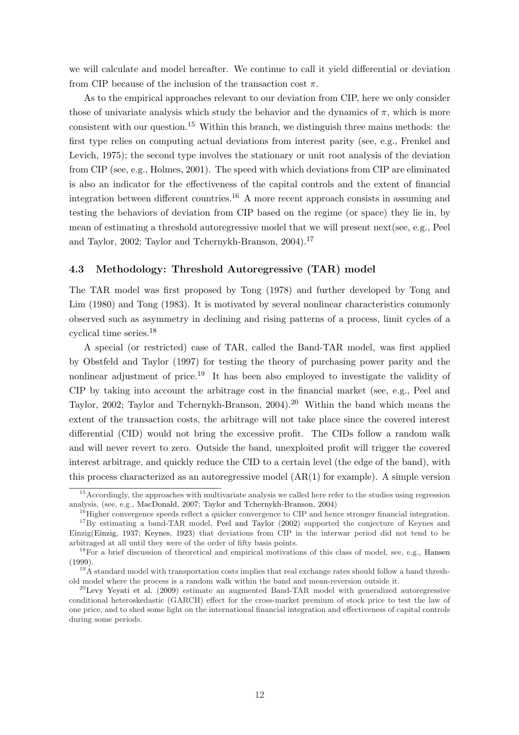we will calculate and model hereafter. We continue to call it yield differential or deviation from CIP because of the inclusion of the transaction cost $\pi$.

As to the empirical approaches relevant to our deviation from CIP, here we only consider those of univariate analysis which study the behavior and the dynamics of $\pi$, which is more consistent with our question.[15] Within this branch, we distinguish three mains methods: the first type relies on computing actual deviations from interest parity (see, e.g., Frenkel and Levich, 1975); the second type involves the stationary or unit root analysis of the deviation from CIP (see, e.g., Holmes, 2001). The speed with which deviations from CIP are eliminated is also an indicator for the effectiveness of the capital controls and the extent of financial integration between different countries.[16] A more recent approach consists in assuming and testing the behaviors of deviation from CIP based on the regime (or space) they lie in, by mean of estimating a threshold autoregressive model that we will present next(see, e.g., Peel and Taylor, 2002; Taylor and Tchernykh-Branson, 2004).[17]

### 4.3 Methodology: Threshold Autoregressive (TAR) model

The TAR model was first proposed by Tong (1978) and further developed by Tong and Lim (1980) and Tong (1983). It is motivated by several nonlinear characteristics commonly observed such as asymmetry in declining and rising patterns of a process, limit cycles of a cyclical time series.[18]

A special (or restricted) case of TAR, called the Band-TAR model, was first applied by Obstfeld and Taylor (1997) for testing the theory of purchasing power parity and the nonlinear adjustment of price.[19] It has been also employed to investigate the validity of CIP by taking into account the arbitrage cost in the financial market (see, e.g., Peel and Taylor, 2002; Taylor and Tchernykh-Branson, 2004).[20] Within the band which means the extent of the transaction costs, the arbitrage will not take place since the covered interest differential (CID) would not bring the excessive profit. The CIDs follow a random walk and will never revert to zero. Outside the band, unexploited profit will trigger the covered interest arbitrage, and quickly reduce the CID to a certain level (the edge of the band), with this process characterized as an autoregressive model (AR(1) for example). A simple version

---

[15] Accordingly, the approaches with multivariate analysis we called here refer to the studies using regression analysis, (see, e.g., MacDonald, 2007; Taylor and Tchernykh-Branson, 2004)

[16] Higher convergence speeds reflect a quicker convergence to CIP and hence stronger financial integration.

[17] By estimating a band-TAR model, Peel and Taylor (2002) supported the conjecture of Keynes and Einzig(Einzig, 1937; Keynes, 1923) that deviations from CIP in the interwar period did not tend to be arbitraged at all until they were of the order of fifty basis points.

[18] For a brief discussion of theoretical and empirical motivations of this class of model, see, e.g., Hansen (1999).

[19] A standard model with transportation costs implies that real exchange rates should follow a band threshold model where the process is a random walk within the band and mean-reversion outside it.

[20] Levy Yeyati et al. (2009) estimate an augmented Band-TAR model with generalized autoregressive conditional heteroskedastic (GARCH) effect for the cross-market premium of stock price to test the law of one price, and to shed some light on the international financial integration and effectiveness of capital controls during some periods.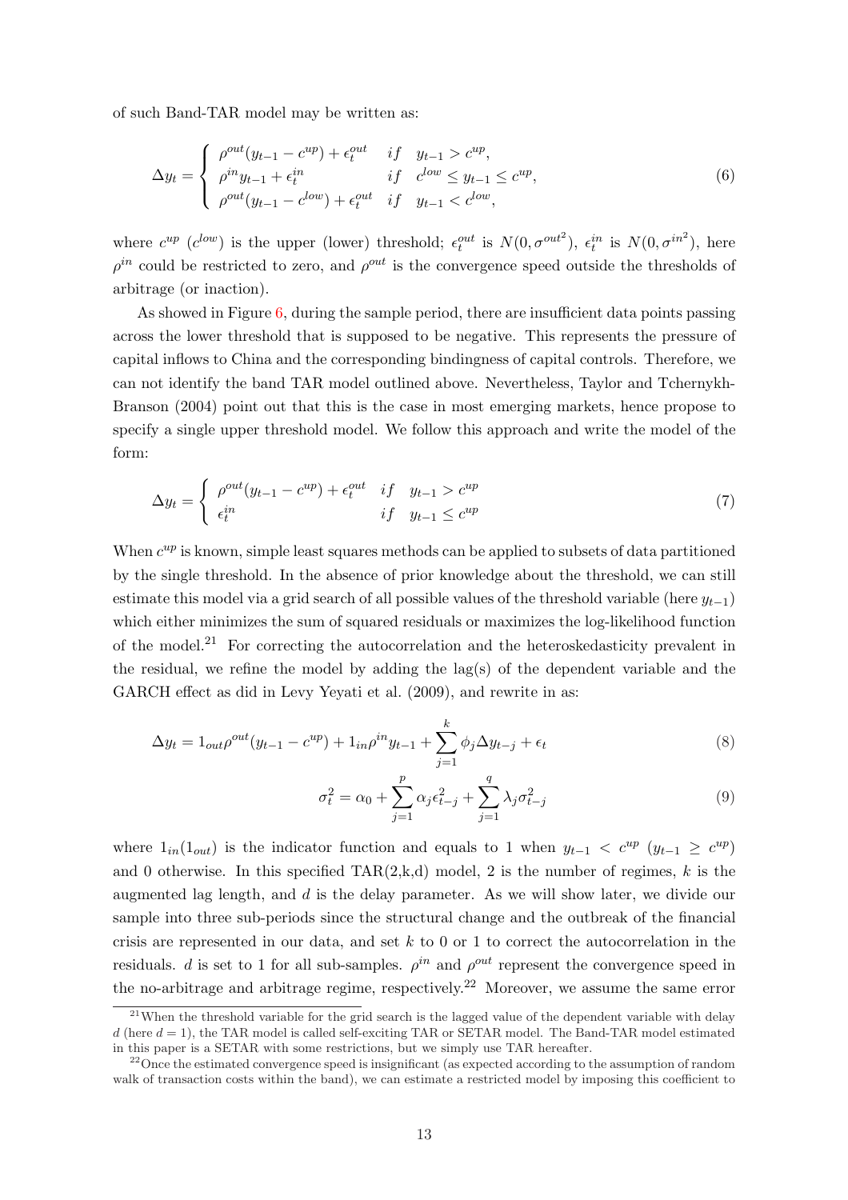of such Band-TAR model may be written as:

$$
\Delta y_t = \begin{cases} \rho^{out}(y_{t-1} - c^{up}) + \epsilon_t^{out} & if \quad y_{t-1} > c^{up}, \\ \rho^{in} y_{t-1} + \epsilon_t^{in} & if \quad c^{low} \leq y_{t-1} \leq c^{up}, \\ \rho^{out}(y_{t-1} - c^{low}) + \epsilon_t^{out} & if \quad y_{t-1} < c^{low}, \end{cases} \tag{6}
$$

where $c^{up}$ ($c^{low}$) is the upper (lower) threshold; $\epsilon_t^{out}$ is $N(0, \sigma^{out^2})$, $\epsilon_t^{in}$ is $N(0, \sigma^{in^2})$, here $\rho^{in}$ could be restricted to zero, and $\rho^{out}$ is the convergence speed outside the thresholds of arbitrage (or inaction).

As showed in Figure 6, during the sample period, there are insufficient data points passing across the lower threshold that is supposed to be negative. This represents the pressure of capital inflows to China and the corresponding bindingness of capital controls. Therefore, we can not identify the band TAR model outlined above. Nevertheless, Taylor and Tchernykh-Branson (2004) point out that this is the case in most emerging markets, hence propose to specify a single upper threshold model. We follow this approach and write the model of the form:

$$
\Delta y_t = \begin{cases} \rho^{out}(y_{t-1} - c^{up}) + \epsilon_t^{out} & if \quad y_{t-1} > c^{up} \\ \epsilon_t^{in} & if \quad y_{t-1} \leq c^{up} \end{cases} \tag{7}
$$

When $c^{up}$ is known, simple least squares methods can be applied to subsets of data partitioned by the single threshold. In the absence of prior knowledge about the threshold, we can still estimate this model via a grid search of all possible values of the threshold variable (here $y_{t-1}$) which either minimizes the sum of squared residuals or maximizes the log-likelihood function of the model.[21] For correcting the autocorrelation and the heteroskedasticity prevalent in the residual, we refine the model by adding the lag(s) of the dependent variable and the GARCH effect as did in Levy Yeyati et al. (2009), and rewrite in as:

$$
\Delta y_t = 1_{out} \rho^{out}(y_{t-1} - c^{up}) + 1_{in} \rho^{in} y_{t-1} + \sum_{j=1}^{k} \phi_j \Delta y_{t-j} + \epsilon_t \tag{8}
$$

$$
\sigma_t^2 = \alpha_0 + \sum_{j=1}^{p} \alpha_j \epsilon_{t-j}^2 + \sum_{j=1}^{q} \lambda_j \sigma_{t-j}^2 \tag{9}
$$

where $1_{in}(1_{out})$ is the indicator function and equals to 1 when $y_{t-1} < c^{up}$ ($y_{t-1} \geq c^{up}$) and 0 otherwise. In this specified TAR(2,k,d) model, 2 is the number of regimes, $k$ is the augmented lag length, and $d$ is the delay parameter. As we will show later, we divide our sample into three sub-periods since the structural change and the outbreak of the financial crisis are represented in our data, and set $k$ to 0 or 1 to correct the autocorrelation in the residuals. $d$ is set to 1 for all sub-samples. $\rho^{in}$ and $\rho^{out}$ represent the convergence speed in the no-arbitrage and arbitrage regime, respectively.[22] Moreover, we assume the same error

[21] When the threshold variable for the grid search is the lagged value of the dependent variable with delay $d$ (here $d = 1$), the TAR model is called self-exciting TAR or SETAR model. The Band-TAR model estimated in this paper is a SETAR with some restrictions, but we simply use TAR hereafter.

[22] Once the estimated convergence speed is insignificant (as expected according to the assumption of random walk of transaction costs within the band), we can estimate a restricted model by imposing this coefficient to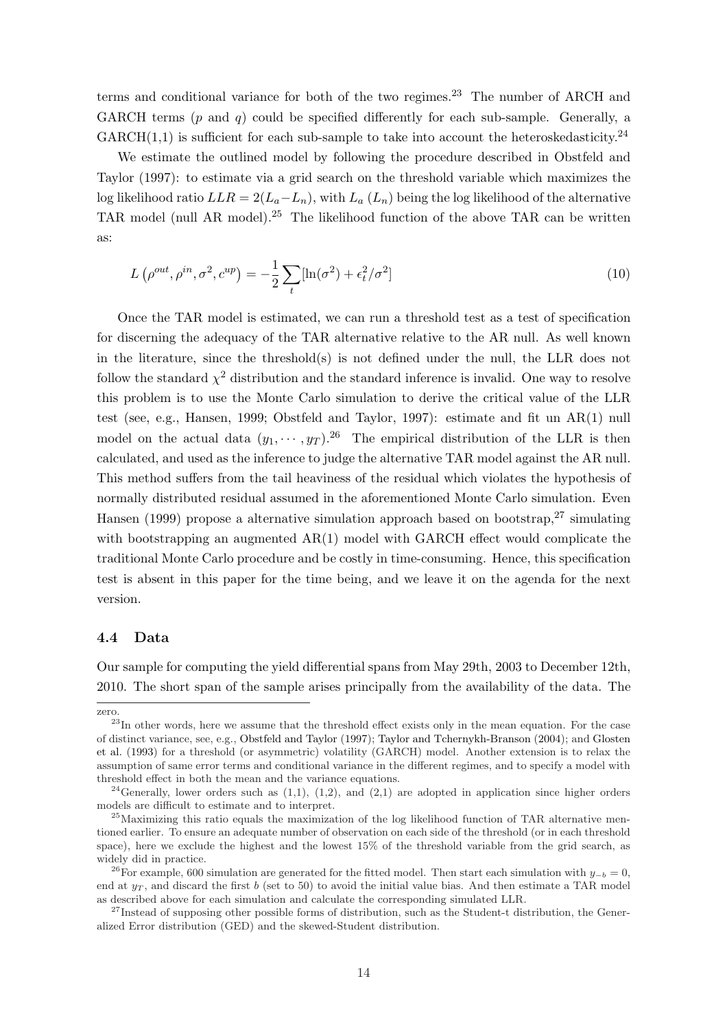terms and conditional variance for both of the two regimes.[23] The number of ARCH and GARCH terms ($p$ and $q$) could be specified differently for each sub-sample. Generally, a GARCH(1,1) is sufficient for each sub-sample to take into account the heteroskedasticity.[24]

We estimate the outlined model by following the procedure described in Obstfeld and Taylor (1997): to estimate via a grid search on the threshold variable which maximizes the log likelihood ratio $LLR = 2(L_a - L_n)$, with $L_a$ ($L_n$) being the log likelihood of the alternative TAR model (null AR model).[25] The likelihood function of the above TAR can be written as:

$$L\left(\rho^{out}, \rho^{in}, \sigma^2, c^{up}\right) = -\frac{1}{2}\sum_t [\ln(\sigma^2) + \epsilon_t^2/\sigma^2] \tag{10}$$

Once the TAR model is estimated, we can run a threshold test as a test of specification for discerning the adequacy of the TAR alternative relative to the AR null. As well known in the literature, since the threshold(s) is not defined under the null, the LLR does not follow the standard $\chi^2$ distribution and the standard inference is invalid. One way to resolve this problem is to use the Monte Carlo simulation to derive the critical value of the LLR test (see, e.g., Hansen, 1999; Obstfeld and Taylor, 1997): estimate and fit un AR(1) null model on the actual data $(y_1, \cdots, y_T)$.[26] The empirical distribution of the LLR is then calculated, and used as the inference to judge the alternative TAR model against the AR null. This method suffers from the tail heaviness of the residual which violates the hypothesis of normally distributed residual assumed in the aforementioned Monte Carlo simulation. Even Hansen (1999) propose a alternative simulation approach based on bootstrap,[27] simulating with bootstrapping an augmented AR(1) model with GARCH effect would complicate the traditional Monte Carlo procedure and be costly in time-consuming. Hence, this specification test is absent in this paper for the time being, and we leave it on the agenda for the next version.

### 4.4 Data

Our sample for computing the yield differential spans from May 29th, 2003 to December 12th, 2010. The short span of the sample arises principally from the availability of the data. The

zero.

[23] In other words, here we assume that the threshold effect exists only in the mean equation. For the case of distinct variance, see, e.g., Obstfeld and Taylor (1997); Taylor and Tchernykh-Branson (2004); and Glosten et al. (1993) for a threshold (or asymmetric) volatility (GARCH) model. Another extension is to relax the assumption of same error terms and conditional variance in the different regimes, and to specify a model with threshold effect in both the mean and the variance equations.

[24] Generally, lower orders such as (1,1), (1,2), and (2,1) are adopted in application since higher orders models are difficult to estimate and to interpret.

[25] Maximizing this ratio equals the maximization of the log likelihood function of TAR alternative mentioned earlier. To ensure an adequate number of observation on each side of the threshold (or in each threshold space), here we exclude the highest and the lowest 15% of the threshold variable from the grid search, as widely did in practice.

[26] For example, 600 simulation are generated for the fitted model. Then start each simulation with $y_{-b} = 0$, end at $y_T$, and discard the first $b$ (set to 50) to avoid the initial value bias. And then estimate a TAR model as described above for each simulation and calculate the corresponding simulated LLR.

[27] Instead of supposing other possible forms of distribution, such as the Student-t distribution, the Generalized Error distribution (GED) and the skewed-Student distribution.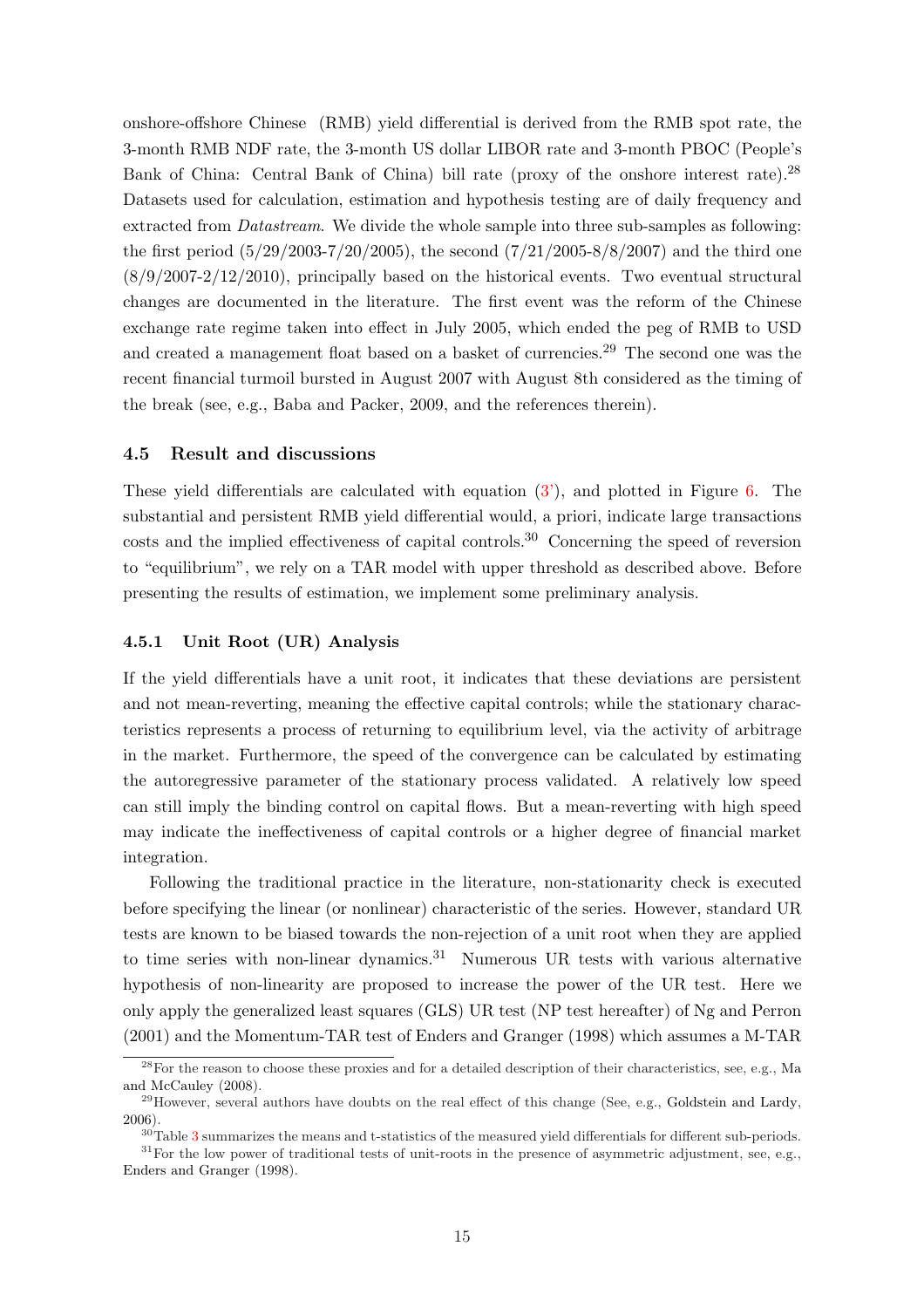onshore-offshore Chinese (RMB) yield differential is derived from the RMB spot rate, the 3-month RMB NDF rate, the 3-month US dollar LIBOR rate and 3-month PBOC (People's Bank of China: Central Bank of China) bill rate (proxy of the onshore interest rate).[28] Datasets used for calculation, estimation and hypothesis testing are of daily frequency and extracted from *Datastream*. We divide the whole sample into three sub-samples as following: the first period (5/29/2003-7/20/2005), the second (7/21/2005-8/8/2007) and the third one (8/9/2007-2/12/2010), principally based on the historical events. Two eventual structural changes are documented in the literature. The first event was the reform of the Chinese exchange rate regime taken into effect in July 2005, which ended the peg of RMB to USD and created a management float based on a basket of currencies.[29] The second one was the recent financial turmoil bursted in August 2007 with August 8th considered as the timing of the break (see, e.g., Baba and Packer, 2009, and the references therein).

### 4.5 Result and discussions

These yield differentials are calculated with equation (3'), and plotted in Figure 6. The substantial and persistent RMB yield differential would, a priori, indicate large transactions costs and the implied effectiveness of capital controls.[30] Concerning the speed of reversion to "equilibrium", we rely on a TAR model with upper threshold as described above. Before presenting the results of estimation, we implement some preliminary analysis.

#### 4.5.1 Unit Root (UR) Analysis

If the yield differentials have a unit root, it indicates that these deviations are persistent and not mean-reverting, meaning the effective capital controls; while the stationary characteristics represents a process of returning to equilibrium level, via the activity of arbitrage in the market. Furthermore, the speed of the convergence can be calculated by estimating the autoregressive parameter of the stationary process validated. A relatively low speed can still imply the binding control on capital flows. But a mean-reverting with high speed may indicate the ineffectiveness of capital controls or a higher degree of financial market integration.

Following the traditional practice in the literature, non-stationarity check is executed before specifying the linear (or nonlinear) characteristic of the series. However, standard UR tests are known to be biased towards the non-rejection of a unit root when they are applied to time series with non-linear dynamics.[31] Numerous UR tests with various alternative hypothesis of non-linearity are proposed to increase the power of the UR test. Here we only apply the generalized least squares (GLS) UR test (NP test hereafter) of Ng and Perron (2001) and the Momentum-TAR test of Enders and Granger (1998) which assumes a M-TAR

[28] For the reason to choose these proxies and for a detailed description of their characteristics, see, e.g., Ma and McCauley (2008).

[29] However, several authors have doubts on the real effect of this change (See, e.g., Goldstein and Lardy, 2006).

[30] Table 3 summarizes the means and t-statistics of the measured yield differentials for different sub-periods.

[31] For the low power of traditional tests of unit-roots in the presence of asymmetric adjustment, see, e.g., Enders and Granger (1998).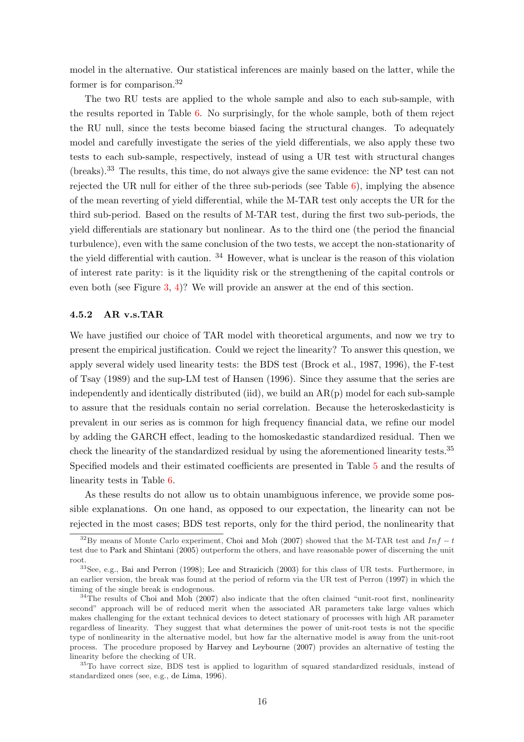model in the alternative. Our statistical inferences are mainly based on the latter, while the former is for comparison.[32]

The two RU tests are applied to the whole sample and also to each sub-sample, with the results reported in Table 6. No surprisingly, for the whole sample, both of them reject the RU null, since the tests become biased facing the structural changes. To adequately model and carefully investigate the series of the yield differentials, we also apply these two tests to each sub-sample, respectively, instead of using a UR test with structural changes (breaks).[33] The results, this time, do not always give the same evidence: the NP test can not rejected the UR null for either of the three sub-periods (see Table 6), implying the absence of the mean reverting of yield differential, while the M-TAR test only accepts the UR for the third sub-period. Based on the results of M-TAR test, during the first two sub-periods, the yield differentials are stationary but nonlinear. As to the third one (the period the financial turbulence), even with the same conclusion of the two tests, we accept the non-stationarity of the yield differential with caution. [34] However, what is unclear is the reason of this violation of interest rate parity: is it the liquidity risk or the strengthening of the capital controls or even both (see Figure 3, 4)? We will provide an answer at the end of this section.

### 4.5.2 AR v.s.TAR

We have justified our choice of TAR model with theoretical arguments, and now we try to present the empirical justification. Could we reject the linearity? To answer this question, we apply several widely used linearity tests: the BDS test (Brock et al., 1987, 1996), the F-test of Tsay (1989) and the sup-LM test of Hansen (1996). Since they assume that the series are independently and identically distributed (iid), we build an AR(p) model for each sub-sample to assure that the residuals contain no serial correlation. Because the heteroskedasticity is prevalent in our series as is common for high frequency financial data, we refine our model by adding the GARCH effect, leading to the homoskedastic standardized residual. Then we check the linearity of the standardized residual by using the aforementioned linearity tests.[35] Specified models and their estimated coefficients are presented in Table 5 and the results of linearity tests in Table 6.

As these results do not allow us to obtain unambiguous inference, we provide some possible explanations. On one hand, as opposed to our expectation, the linearity can not be rejected in the most cases; BDS test reports, only for the third period, the nonlinearity that

[32] By means of Monte Carlo experiment, Choi and Moh (2007) showed that the M-TAR test and $Inf-t$ test due to Park and Shintani (2005) outperform the others, and have reasonable power of discerning the unit root.

[33] See, e.g., Bai and Perron (1998); Lee and Strazicich (2003) for this class of UR tests. Furthermore, in an earlier version, the break was found at the period of reform via the UR test of Perron (1997) in which the timing of the single break is endogenous.

[34] The results of Choi and Moh (2007) also indicate that the often claimed "unit-root first, nonlinearity second" approach will be of reduced merit when the associated AR parameters take large values which makes challenging for the extant technical devices to detect stationary of processes with high AR parameter regardless of linearity. They suggest that what determines the power of unit-root tests is not the specific type of nonlinearity in the alternative model, but how far the alternative model is away from the unit-root process. The procedure proposed by Harvey and Leybourne (2007) provides an alternative of testing the linearity before the checking of UR.

[35] To have correct size, BDS test is applied to logarithm of squared standardized residuals, instead of standardized ones (see, e.g., de Lima, 1996).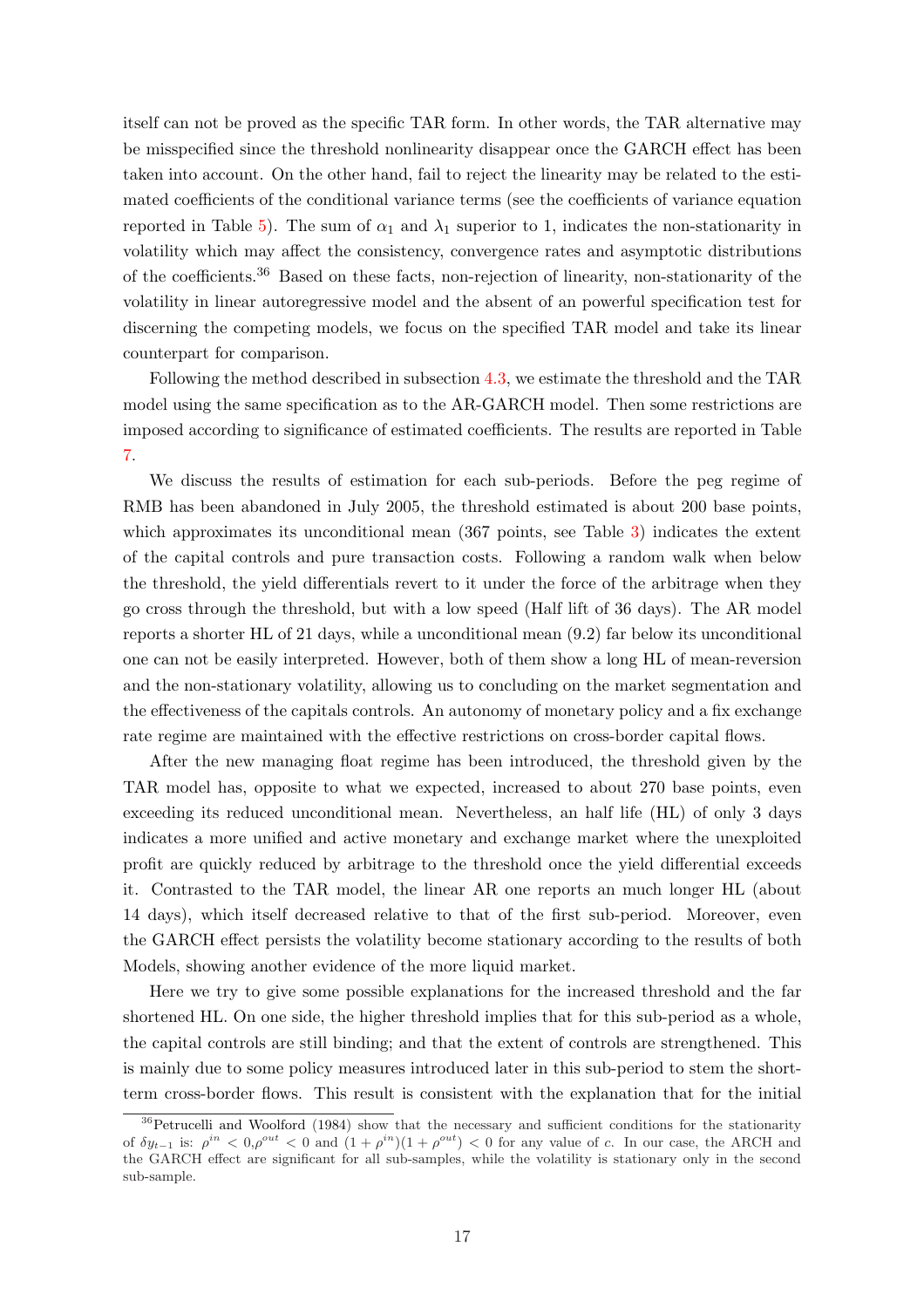itself can not be proved as the specific TAR form. In other words, the TAR alternative may be misspecified since the threshold nonlinearity disappear once the GARCH effect has been taken into account. On the other hand, fail to reject the linearity may be related to the estimated coefficients of the conditional variance terms (see the coefficients of variance equation reported in Table 5). The sum of $\alpha_1$ and $\lambda_1$ superior to 1, indicates the non-stationarity in volatility which may affect the consistency, convergence rates and asymptotic distributions of the coefficients.[36] Based on these facts, non-rejection of linearity, non-stationarity of the volatility in linear autoregressive model and the absent of an powerful specification test for discerning the competing models, we focus on the specified TAR model and take its linear counterpart for comparison.

Following the method described in subsection 4.3, we estimate the threshold and the TAR model using the same specification as to the AR-GARCH model. Then some restrictions are imposed according to significance of estimated coefficients. The results are reported in Table 7.

We discuss the results of estimation for each sub-periods. Before the peg regime of RMB has been abandoned in July 2005, the threshold estimated is about 200 base points, which approximates its unconditional mean (367 points, see Table 3) indicates the extent of the capital controls and pure transaction costs. Following a random walk when below the threshold, the yield differentials revert to it under the force of the arbitrage when they go cross through the threshold, but with a low speed (Half lift of 36 days). The AR model reports a shorter HL of 21 days, while a unconditional mean (9.2) far below its unconditional one can not be easily interpreted. However, both of them show a long HL of mean-reversion and the non-stationary volatility, allowing us to concluding on the market segmentation and the effectiveness of the capitals controls. An autonomy of monetary policy and a fix exchange rate regime are maintained with the effective restrictions on cross-border capital flows.

After the new managing float regime has been introduced, the threshold given by the TAR model has, opposite to what we expected, increased to about 270 base points, even exceeding its reduced unconditional mean. Nevertheless, an half life (HL) of only 3 days indicates a more unified and active monetary and exchange market where the unexploited profit are quickly reduced by arbitrage to the threshold once the yield differential exceeds it. Contrasted to the TAR model, the linear AR one reports an much longer HL (about 14 days), which itself decreased relative to that of the first sub-period. Moreover, even the GARCH effect persists the volatility become stationary according to the results of both Models, showing another evidence of the more liquid market.

Here we try to give some possible explanations for the increased threshold and the far shortened HL. On one side, the higher threshold implies that for this sub-period as a whole, the capital controls are still binding; and that the extent of controls are strengthened. This is mainly due to some policy measures introduced later in this sub-period to stem the short-term cross-border flows. This result is consistent with the explanation that for the initial

---

[36] Petrucelli and Woolford (1984) show that the necessary and sufficient conditions for the stationarity of $\delta y_{t-1}$ is: $\rho^{in} < 0, \rho^{out} < 0$ and $(1+\rho^{in})(1+\rho^{out}) < 0$ for any value of $c$. In our case, the ARCH and the GARCH effect are significant for all sub-samples, while the volatility is stationary only in the second sub-sample.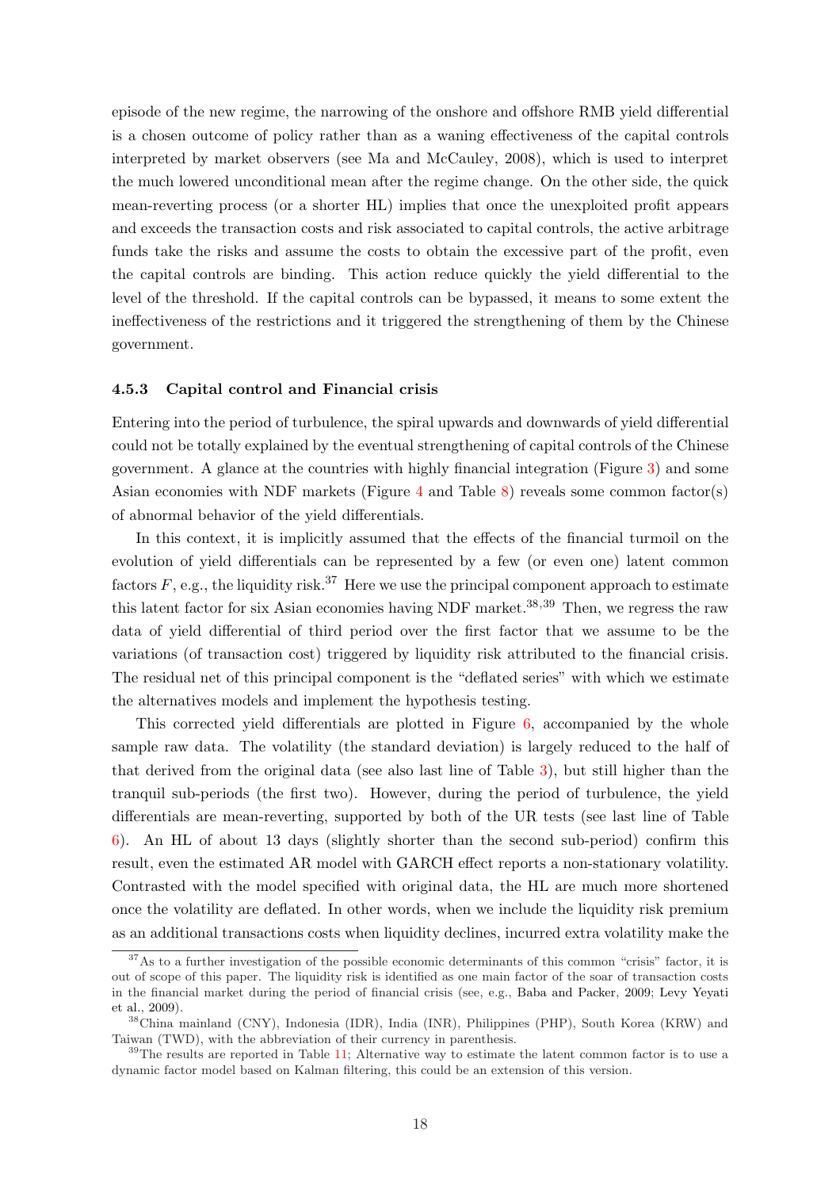episode of the new regime, the narrowing of the onshore and offshore RMB yield differential is a chosen outcome of policy rather than as a waning effectiveness of the capital controls interpreted by market observers (see Ma and McCauley, 2008), which is used to interpret the much lowered unconditional mean after the regime change. On the other side, the quick mean-reverting process (or a shorter HL) implies that once the unexploited profit appears and exceeds the transaction costs and risk associated to capital controls, the active arbitrage funds take the risks and assume the costs to obtain the excessive part of the profit, even the capital controls are binding. This action reduce quickly the yield differential to the level of the threshold. If the capital controls can be bypassed, it means to some extent the ineffectiveness of the restrictions and it triggered the strengthening of them by the Chinese government.

### 4.5.3 Capital control and Financial crisis

Entering into the period of turbulence, the spiral upwards and downwards of yield differential could not be totally explained by the eventual strengthening of capital controls of the Chinese government. A glance at the countries with highly financial integration (Figure 3) and some Asian economies with NDF markets (Figure 4 and Table 8) reveals some common factor(s) of abnormal behavior of the yield differentials.

In this context, it is implicitly assumed that the effects of the financial turmoil on the evolution of yield differentials can be represented by a few (or even one) latent common factors $F$, e.g., the liquidity risk.[37] Here we use the principal component approach to estimate this latent factor for six Asian economies having NDF market.[38,39] Then, we regress the raw data of yield differential of third period over the first factor that we assume to be the variations (of transaction cost) triggered by liquidity risk attributed to the financial crisis. The residual net of this principal component is the "deflated series" with which we estimate the alternatives models and implement the hypothesis testing.

This corrected yield differentials are plotted in Figure 6, accompanied by the whole sample raw data. The volatility (the standard deviation) is largely reduced to the half of that derived from the original data (see also last line of Table 3), but still higher than the tranquil sub-periods (the first two). However, during the period of turbulence, the yield differentials are mean-reverting, supported by both of the UR tests (see last line of Table 6). An HL of about 13 days (slightly shorter than the second sub-period) confirm this result, even the estimated AR model with GARCH effect reports a non-stationary volatility. Contrasted with the model specified with original data, the HL are much more shortened once the volatility are deflated. In other words, when we include the liquidity risk premium as an additional transactions costs when liquidity declines, incurred extra volatility make the

[37] As to a further investigation of the possible economic determinants of this common "crisis" factor, it is out of scope of this paper. The liquidity risk is identified as one main factor of the soar of transaction costs in the financial market during the period of financial crisis (see, e.g., Baba and Packer, 2009; Levy Yeyati et al., 2009).

[38] China mainland (CNY), Indonesia (IDR), India (INR), Philippines (PHP), South Korea (KRW) and Taiwan (TWD), with the abbreviation of their currency in parenthesis.

[39] The results are reported in Table 11; Alternative way to estimate the latent common factor is to use a dynamic factor model based on Kalman filtering, this could be an extension of this version.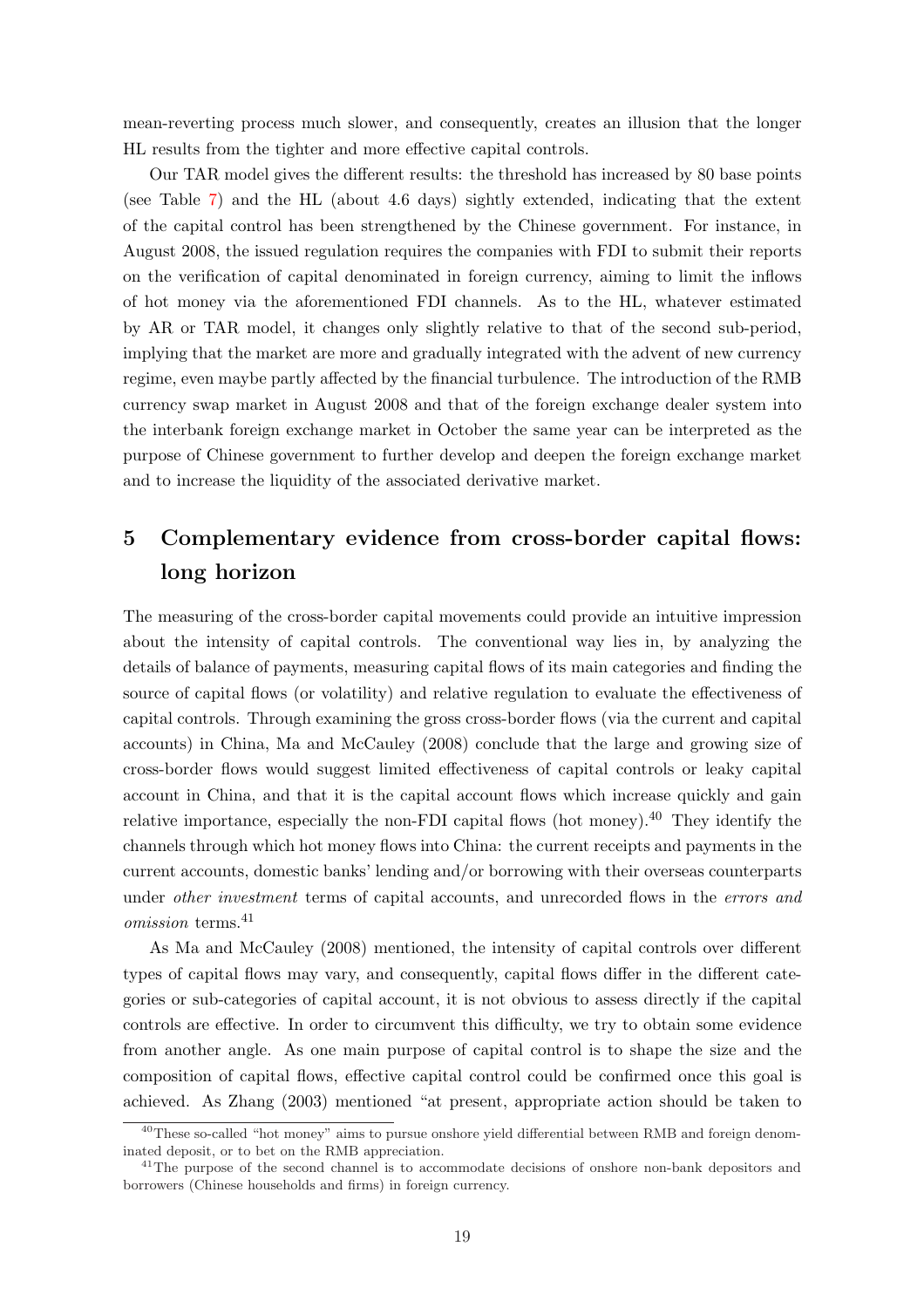mean-reverting process much slower, and consequently, creates an illusion that the longer HL results from the tighter and more effective capital controls.

Our TAR model gives the different results: the threshold has increased by 80 base points (see Table 7) and the HL (about 4.6 days) sightly extended, indicating that the extent of the capital control has been strengthened by the Chinese government. For instance, in August 2008, the issued regulation requires the companies with FDI to submit their reports on the verification of capital denominated in foreign currency, aiming to limit the inflows of hot money via the aforementioned FDI channels. As to the HL, whatever estimated by AR or TAR model, it changes only slightly relative to that of the second sub-period, implying that the market are more and gradually integrated with the advent of new currency regime, even maybe partly affected by the financial turbulence. The introduction of the RMB currency swap market in August 2008 and that of the foreign exchange dealer system into the interbank foreign exchange market in October the same year can be interpreted as the purpose of Chinese government to further develop and deepen the foreign exchange market and to increase the liquidity of the associated derivative market.

# 5 Complementary evidence from cross-border capital flows: long horizon

The measuring of the cross-border capital movements could provide an intuitive impression about the intensity of capital controls. The conventional way lies in, by analyzing the details of balance of payments, measuring capital flows of its main categories and finding the source of capital flows (or volatility) and relative regulation to evaluate the effectiveness of capital controls. Through examining the gross cross-border flows (via the current and capital accounts) in China, Ma and McCauley (2008) conclude that the large and growing size of cross-border flows would suggest limited effectiveness of capital controls or leaky capital account in China, and that it is the capital account flows which increase quickly and gain relative importance, especially the non-FDI capital flows (hot money).[40] They identify the channels through which hot money flows into China: the current receipts and payments in the current accounts, domestic banks' lending and/or borrowing with their overseas counterparts under *other investment* terms of capital accounts, and unrecorded flows in the *errors and omission* terms.[41]

As Ma and McCauley (2008) mentioned, the intensity of capital controls over different types of capital flows may vary, and consequently, capital flows differ in the different categories or sub-categories of capital account, it is not obvious to assess directly if the capital controls are effective. In order to circumvent this difficulty, we try to obtain some evidence from another angle. As one main purpose of capital control is to shape the size and the composition of capital flows, effective capital control could be confirmed once this goal is achieved. As Zhang (2003) mentioned "at present, appropriate action should be taken to

[40] These so-called "hot money" aims to pursue onshore yield differential between RMB and foreign denominated deposit, or to bet on the RMB appreciation.

[41] The purpose of the second channel is to accommodate decisions of onshore non-bank depositors and borrowers (Chinese households and firms) in foreign currency.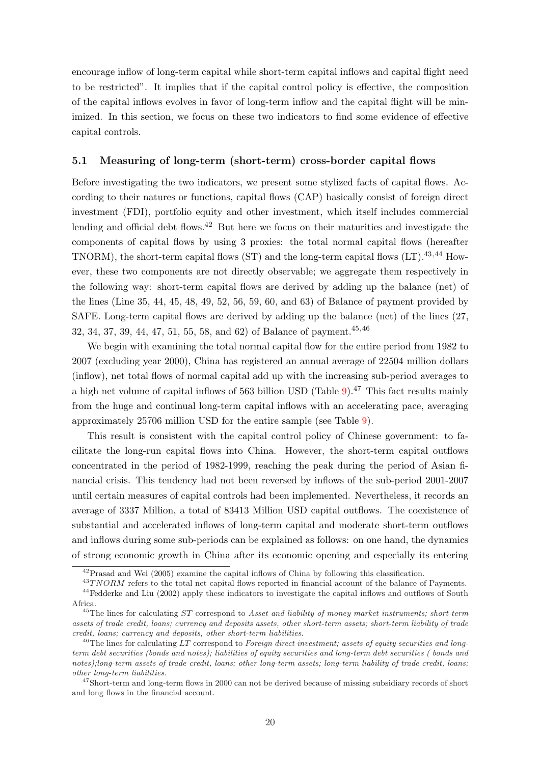encourage inflow of long-term capital while short-term capital inflows and capital flight need to be restricted". It implies that if the capital control policy is effective, the composition of the capital inflows evolves in favor of long-term inflow and the capital flight will be minimized. In this section, we focus on these two indicators to find some evidence of effective capital controls.

### 5.1 Measuring of long-term (short-term) cross-border capital flows

Before investigating the two indicators, we present some stylized facts of capital flows. According to their natures or functions, capital flows (CAP) basically consist of foreign direct investment (FDI), portfolio equity and other investment, which itself includes commercial lending and official debt flows.[42] But here we focus on their maturities and investigate the components of capital flows by using 3 proxies: the total normal capital flows (hereafter TNORM), the short-term capital flows (ST) and the long-term capital flows (LT).[43,44] However, these two components are not directly observable; we aggregate them respectively in the following way: short-term capital flows are derived by adding up the balance (net) of the lines (Line 35, 44, 45, 48, 49, 52, 56, 59, 60, and 63) of Balance of payment provided by SAFE. Long-term capital flows are derived by adding up the balance (net) of the lines (27, 32, 34, 37, 39, 44, 47, 51, 55, 58, and 62) of Balance of payment.[45,46]

We begin with examining the total normal capital flow for the entire period from 1982 to 2007 (excluding year 2000), China has registered an annual average of 22504 million dollars (inflow), net total flows of normal capital add up with the increasing sub-period averages to a high net volume of capital inflows of 563 billion USD (Table 9).[47] This fact results mainly from the huge and continual long-term capital inflows with an accelerating pace, averaging approximately 25706 million USD for the entire sample (see Table 9).

This result is consistent with the capital control policy of Chinese government: to facilitate the long-run capital flows into China. However, the short-term capital outflows concentrated in the period of 1982-1999, reaching the peak during the period of Asian financial crisis. This tendency had not been reversed by inflows of the sub-period 2001-2007 until certain measures of capital controls had been implemented. Nevertheless, it records an average of 3337 Million, a total of 83413 Million USD capital outflows. The coexistence of substantial and accelerated inflows of long-term capital and moderate short-term outflows and inflows during some sub-periods can be explained as follows: on one hand, the dynamics of strong economic growth in China after its economic opening and especially its entering

---

[42] Prasad and Wei (2005) examine the capital inflows of China by following this classification.

[43] $TNORM$ refers to the total net capital flows reported in financial account of the balance of Payments.

[44] Fedderke and Liu (2002) apply these indicators to investigate the capital inflows and outflows of South Africa.

[45] The lines for calculating $ST$ correspond to *Asset and liability of money market instruments; short-term assets of trade credit, loans; currency and deposits assets, other short-term assets; short-term liability of trade credit, loans; currency and deposits, other short-term liabilities.*

[46] The lines for calculating $LT$ correspond to *Foreign direct investment; assets of equity securities and long-term debt securities (bonds and notes); liabilities of equity securities and long-term debt securities ( bonds and notes);long-term assets of trade credit, loans; other long-term assets; long-term liability of trade credit, loans; other long-term liabilities.*

[47] Short-term and long-term flows in 2000 can not be derived because of missing subsidiary records of short and long flows in the financial account.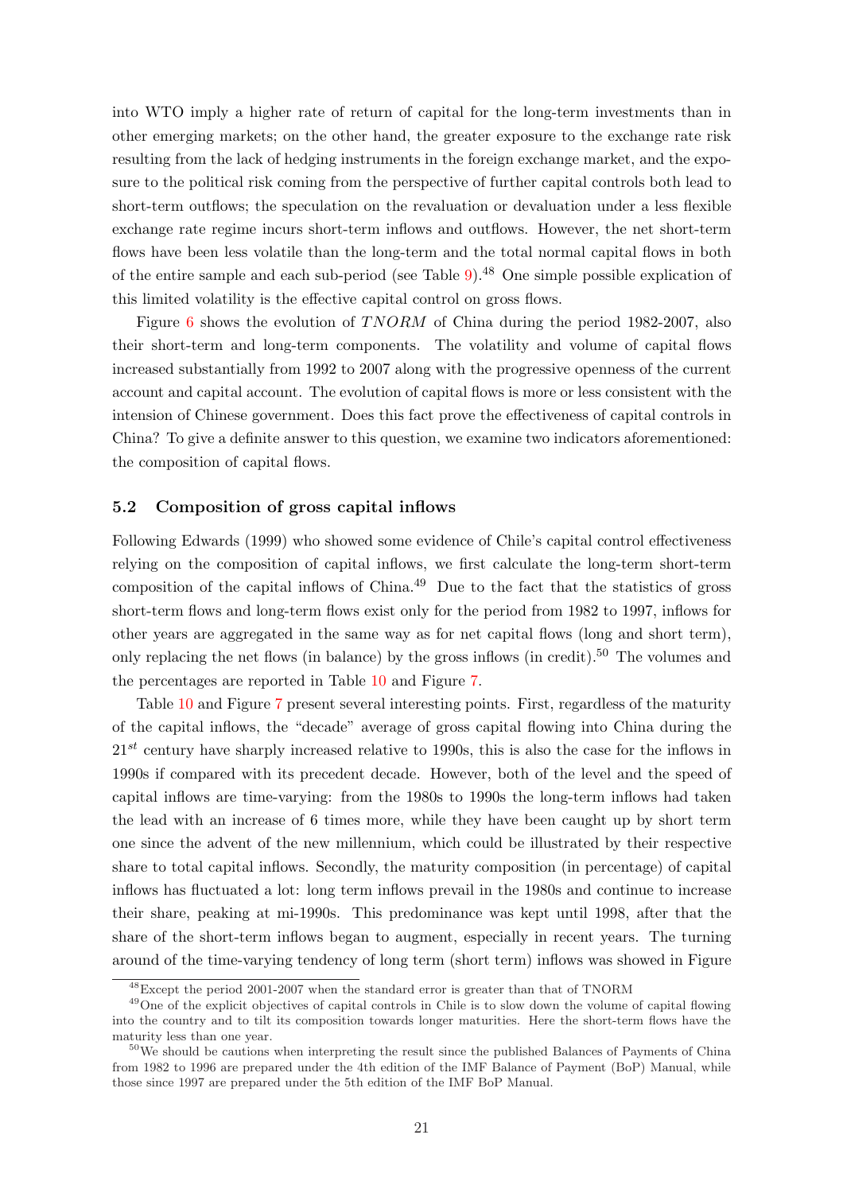into WTO imply a higher rate of return of capital for the long-term investments than in other emerging markets; on the other hand, the greater exposure to the exchange rate risk resulting from the lack of hedging instruments in the foreign exchange market, and the exposure to the political risk coming from the perspective of further capital controls both lead to short-term outflows; the speculation on the revaluation or devaluation under a less flexible exchange rate regime incurs short-term inflows and outflows. However, the net short-term flows have been less volatile than the long-term and the total normal capital flows in both of the entire sample and each sub-period (see Table 9).[48] One simple possible explication of this limited volatility is the effective capital control on gross flows.

Figure 6 shows the evolution of $TNORM$ of China during the period 1982-2007, also their short-term and long-term components. The volatility and volume of capital flows increased substantially from 1992 to 2007 along with the progressive openness of the current account and capital account. The evolution of capital flows is more or less consistent with the intension of Chinese government. Does this fact prove the effectiveness of capital controls in China? To give a definite answer to this question, we examine two indicators aforementioned: the composition of capital flows.

### 5.2 Composition of gross capital inflows

Following Edwards (1999) who showed some evidence of Chile's capital control effectiveness relying on the composition of capital inflows, we first calculate the long-term short-term composition of the capital inflows of China.[49] Due to the fact that the statistics of gross short-term flows and long-term flows exist only for the period from 1982 to 1997, inflows for other years are aggregated in the same way as for net capital flows (long and short term), only replacing the net flows (in balance) by the gross inflows (in credit).[50] The volumes and the percentages are reported in Table 10 and Figure 7.

Table 10 and Figure 7 present several interesting points. First, regardless of the maturity of the capital inflows, the "decade" average of gross capital flowing into China during the $21^{st}$ century have sharply increased relative to 1990s, this is also the case for the inflows in 1990s if compared with its precedent decade. However, both of the level and the speed of capital inflows are time-varying: from the 1980s to 1990s the long-term inflows had taken the lead with an increase of 6 times more, while they have been caught up by short term one since the advent of the new millennium, which could be illustrated by their respective share to total capital inflows. Secondly, the maturity composition (in percentage) of capital inflows has fluctuated a lot: long term inflows prevail in the 1980s and continue to increase their share, peaking at mi-1990s. This predominance was kept until 1998, after that the share of the short-term inflows began to augment, especially in recent years. The turning around of the time-varying tendency of long term (short term) inflows was showed in Figure

[48] Except the period 2001-2007 when the standard error is greater than that of TNORM

[49] One of the explicit objectives of capital controls in Chile is to slow down the volume of capital flowing into the country and to tilt its composition towards longer maturities. Here the short-term flows have the maturity less than one year.

[50] We should be cautions when interpreting the result since the published Balances of Payments of China from 1982 to 1996 are prepared under the 4th edition of the IMF Balance of Payment (BoP) Manual, while those since 1997 are prepared under the 5th edition of the IMF BoP Manual.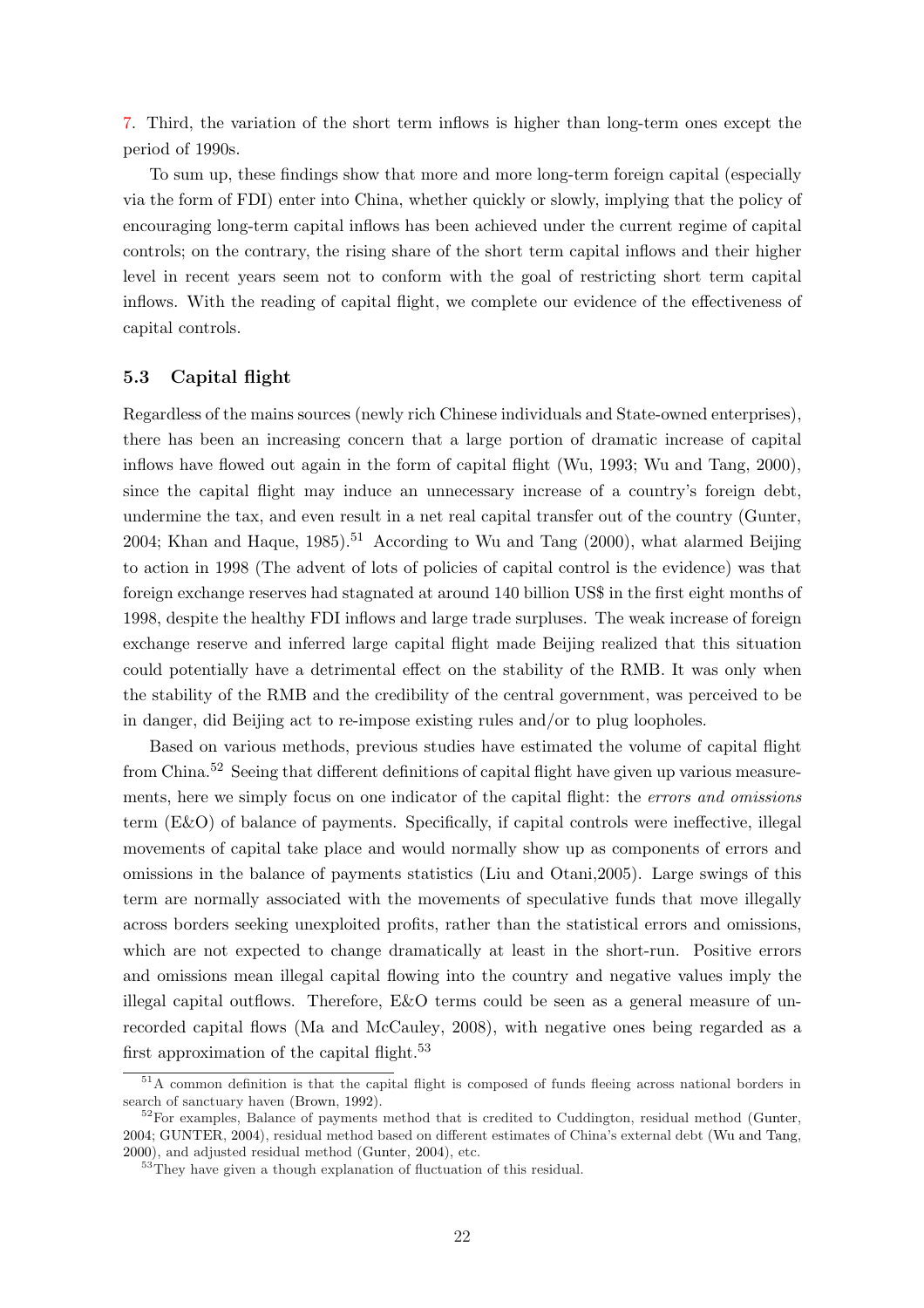7. Third, the variation of the short term inflows is higher than long-term ones except the period of 1990s.

To sum up, these findings show that more and more long-term foreign capital (especially via the form of FDI) enter into China, whether quickly or slowly, implying that the policy of encouraging long-term capital inflows has been achieved under the current regime of capital controls; on the contrary, the rising share of the short term capital inflows and their higher level in recent years seem not to conform with the goal of restricting short term capital inflows. With the reading of capital flight, we complete our evidence of the effectiveness of capital controls.

### 5.3 Capital flight

Regardless of the mains sources (newly rich Chinese individuals and State-owned enterprises), there has been an increasing concern that a large portion of dramatic increase of capital inflows have flowed out again in the form of capital flight (Wu, 1993; Wu and Tang, 2000), since the capital flight may induce an unnecessary increase of a country's foreign debt, undermine the tax, and even result in a net real capital transfer out of the country (Gunter, 2004; Khan and Haque, 1985).[51] According to Wu and Tang (2000), what alarmed Beijing to action in 1998 (The advent of lots of policies of capital control is the evidence) was that foreign exchange reserves had stagnated at around 140 billion US$ in the first eight months of 1998, despite the healthy FDI inflows and large trade surpluses. The weak increase of foreign exchange reserve and inferred large capital flight made Beijing realized that this situation could potentially have a detrimental effect on the stability of the RMB. It was only when the stability of the RMB and the credibility of the central government, was perceived to be in danger, did Beijing act to re-impose existing rules and/or to plug loopholes.

Based on various methods, previous studies have estimated the volume of capital flight from China.[52] Seeing that different definitions of capital flight have given up various measurements, here we simply focus on one indicator of the capital flight: the *errors and omissions* term (E&O) of balance of payments. Specifically, if capital controls were ineffective, illegal movements of capital take place and would normally show up as components of errors and omissions in the balance of payments statistics (Liu and Otani,2005). Large swings of this term are normally associated with the movements of speculative funds that move illegally across borders seeking unexploited profits, rather than the statistical errors and omissions, which are not expected to change dramatically at least in the short-run. Positive errors and omissions mean illegal capital flowing into the country and negative values imply the illegal capital outflows. Therefore, E&O terms could be seen as a general measure of unrecorded capital flows (Ma and McCauley, 2008), with negative ones being regarded as a first approximation of the capital flight.[53]

[51] A common definition is that the capital flight is composed of funds fleeing across national borders in search of sanctuary haven (Brown, 1992).

[52] For examples, Balance of payments method that is credited to Cuddington, residual method (Gunter, 2004; GUNTER, 2004), residual method based on different estimates of China's external debt (Wu and Tang, 2000), and adjusted residual method (Gunter, 2004), etc.

[53] They have given a though explanation of fluctuation of this residual.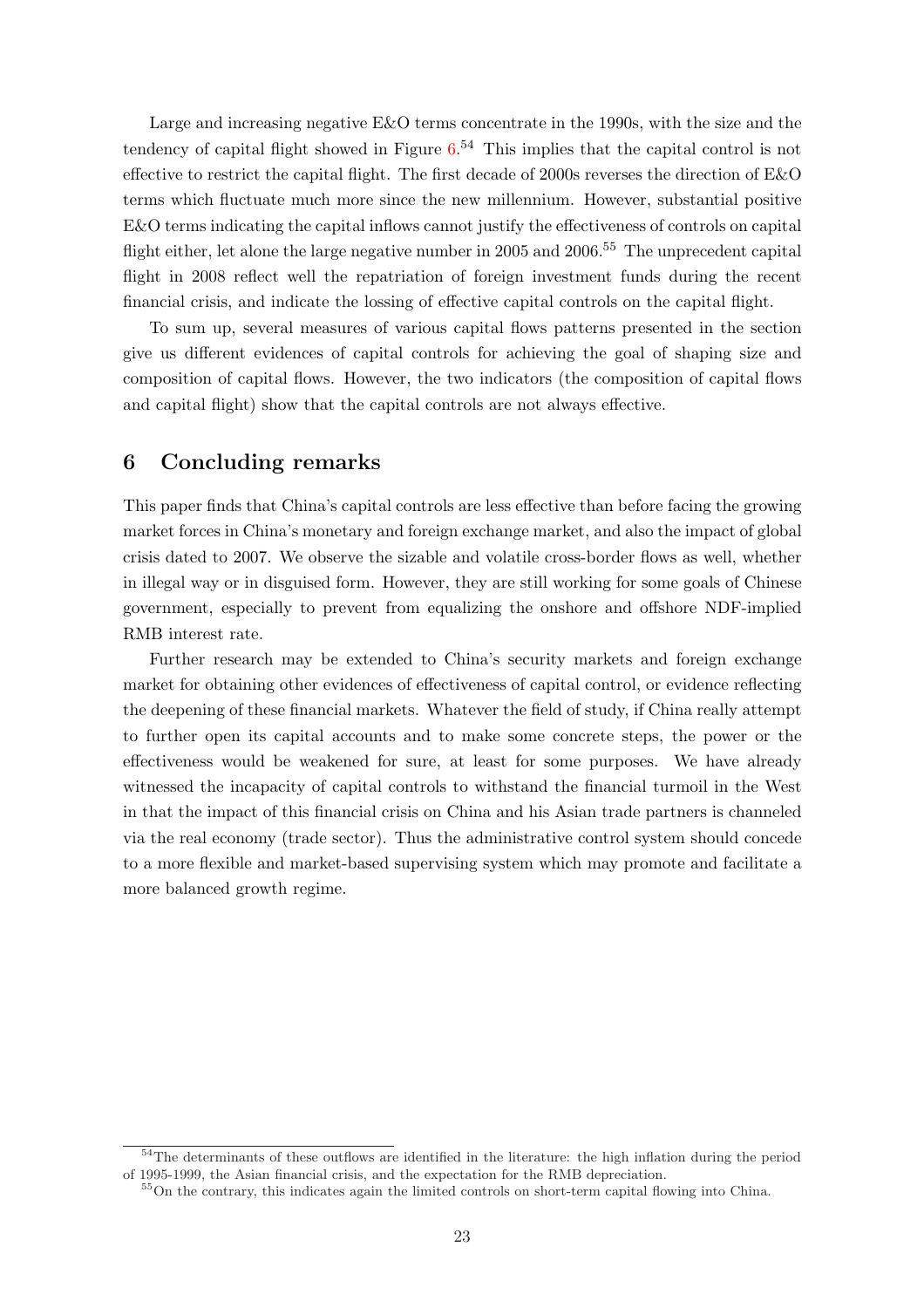Large and increasing negative E&O terms concentrate in the 1990s, with the size and the tendency of capital flight showed in Figure 6.[54] This implies that the capital control is not effective to restrict the capital flight. The first decade of 2000s reverses the direction of E&O terms which fluctuate much more since the new millennium. However, substantial positive E&O terms indicating the capital inflows cannot justify the effectiveness of controls on capital flight either, let alone the large negative number in 2005 and 2006.[55] The unprecedent capital flight in 2008 reflect well the repatriation of foreign investment funds during the recent financial crisis, and indicate the lossing of effective capital controls on the capital flight.

To sum up, several measures of various capital flows patterns presented in the section give us different evidences of capital controls for achieving the goal of shaping size and composition of capital flows. However, the two indicators (the composition of capital flows and capital flight) show that the capital controls are not always effective.

## 6 Concluding remarks

This paper finds that China's capital controls are less effective than before facing the growing market forces in China's monetary and foreign exchange market, and also the impact of global crisis dated to 2007. We observe the sizable and volatile cross-border flows as well, whether in illegal way or in disguised form. However, they are still working for some goals of Chinese government, especially to prevent from equalizing the onshore and offshore NDF-implied RMB interest rate.

Further research may be extended to China's security markets and foreign exchange market for obtaining other evidences of effectiveness of capital control, or evidence reflecting the deepening of these financial markets. Whatever the field of study, if China really attempt to further open its capital accounts and to make some concrete steps, the power or the effectiveness would be weakened for sure, at least for some purposes. We have already witnessed the incapacity of capital controls to withstand the financial turmoil in the West in that the impact of this financial crisis on China and his Asian trade partners is channeled via the real economy (trade sector). Thus the administrative control system should concede to a more flexible and market-based supervising system which may promote and facilitate a more balanced growth regime.

---

[54] The determinants of these outflows are identified in the literature: the high inflation during the period of 1995-1999, the Asian financial crisis, and the expectation for the RMB depreciation.

[55] On the contrary, this indicates again the limited controls on short-term capital flowing into China.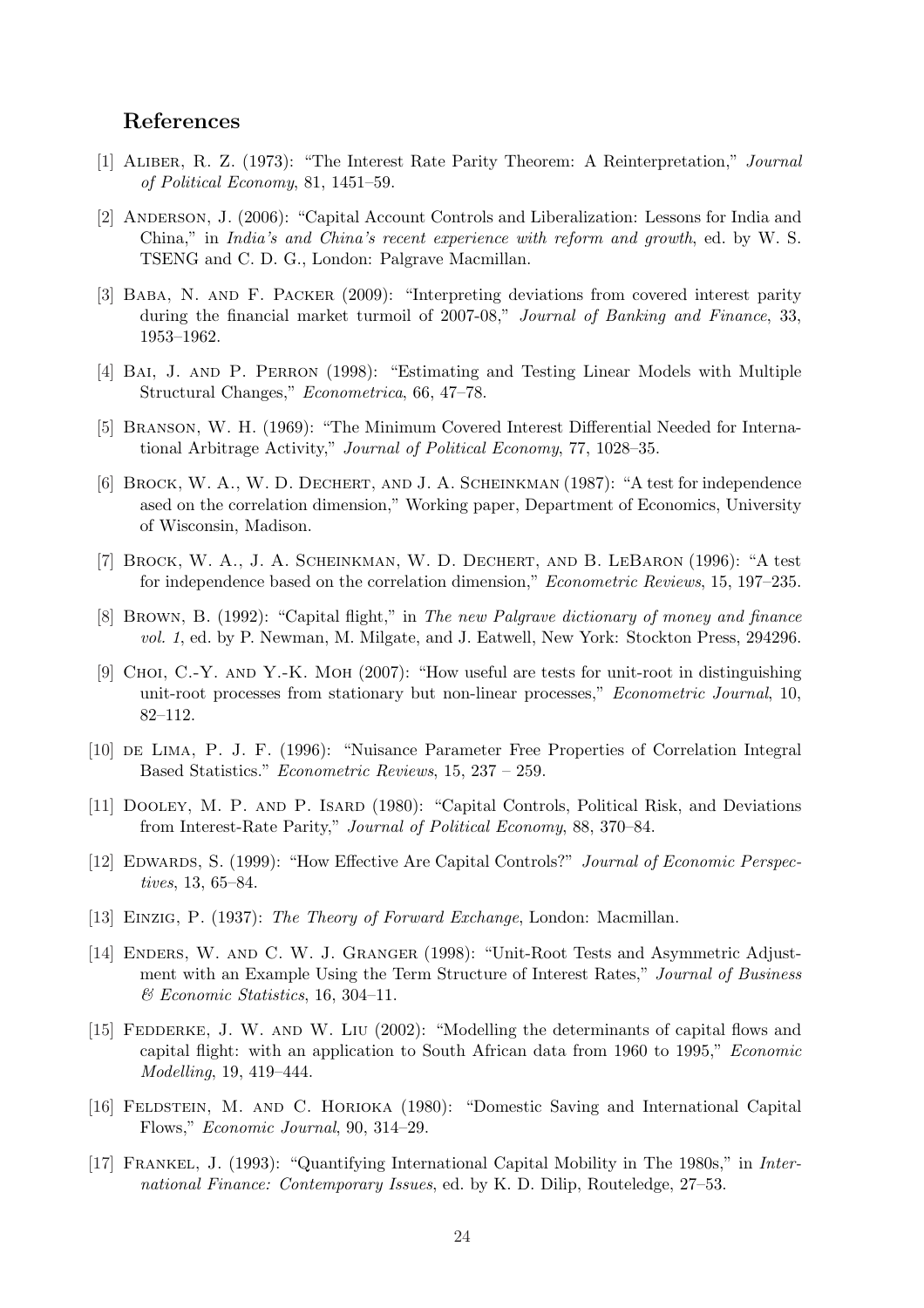## References

[1] Aliber, R. Z. (1973): "The Interest Rate Parity Theorem: A Reinterpretation," *Journal of Political Economy*, 81, 1451–59.

[2] Anderson, J. (2006): "Capital Account Controls and Liberalization: Lessons for India and China," in *India's and China's recent experience with reform and growth*, ed. by W. S. TSENG and C. D. G., London: Palgrave Macmillan.

[3] Baba, N. and F. Packer (2009): "Interpreting deviations from covered interest parity during the financial market turmoil of 2007-08," *Journal of Banking and Finance*, 33, 1953–1962.

[4] Bai, J. and P. Perron (1998): "Estimating and Testing Linear Models with Multiple Structural Changes," *Econometrica*, 66, 47–78.

[5] Branson, W. H. (1969): "The Minimum Covered Interest Differential Needed for International Arbitrage Activity," *Journal of Political Economy*, 77, 1028–35.

[6] Brock, W. A., W. D. Dechert, and J. A. Scheinkman (1987): "A test for independence ased on the correlation dimension," Working paper, Department of Economics, University of Wisconsin, Madison.

[7] Brock, W. A., J. A. Scheinkman, W. D. Dechert, and B. LeBaron (1996): "A test for independence based on the correlation dimension," *Econometric Reviews*, 15, 197–235.

[8] Brown, B. (1992): "Capital flight," in *The new Palgrave dictionary of money and finance vol. 1*, ed. by P. Newman, M. Milgate, and J. Eatwell, New York: Stockton Press, 294296.

[9] Choi, C.-Y. and Y.-K. Moh (2007): "How useful are tests for unit-root in distinguishing unit-root processes from stationary but non-linear processes," *Econometric Journal*, 10, 82–112.

[10] de Lima, P. J. F. (1996): "Nuisance Parameter Free Properties of Correlation Integral Based Statistics." *Econometric Reviews*, 15, 237 – 259.

[11] Dooley, M. P. and P. Isard (1980): "Capital Controls, Political Risk, and Deviations from Interest-Rate Parity," *Journal of Political Economy*, 88, 370–84.

[12] Edwards, S. (1999): "How Effective Are Capital Controls?" *Journal of Economic Perspectives*, 13, 65–84.

[13] Einzig, P. (1937): *The Theory of Forward Exchange*, London: Macmillan.

[14] Enders, W. and C. W. J. Granger (1998): "Unit-Root Tests and Asymmetric Adjustment with an Example Using the Term Structure of Interest Rates," *Journal of Business & Economic Statistics*, 16, 304–11.

[15] Fedderke, J. W. and W. Liu (2002): "Modelling the determinants of capital flows and capital flight: with an application to South African data from 1960 to 1995," *Economic Modelling*, 19, 419–444.

[16] Feldstein, M. and C. Horioka (1980): "Domestic Saving and International Capital Flows," *Economic Journal*, 90, 314–29.

[17] Frankel, J. (1993): "Quantifying International Capital Mobility in The 1980s," in *International Finance: Contemporary Issues*, ed. by K. D. Dilip, Routeledge, 27–53.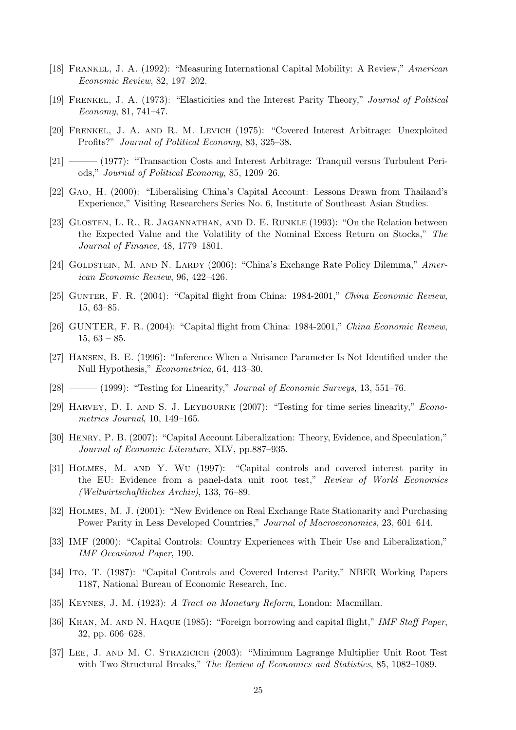[18] Frankel, J. A. (1992): "Measuring International Capital Mobility: A Review," *American Economic Review*, 82, 197–202.

[19] Frenkel, J. A. (1973): "Elasticities and the Interest Parity Theory," *Journal of Political Economy*, 81, 741–47.

[20] Frenkel, J. A. and R. M. Levich (1975): "Covered Interest Arbitrage: Unexploited Profits?" *Journal of Political Economy*, 83, 325–38.

[21] ——— (1977): "Transaction Costs and Interest Arbitrage: Tranquil versus Turbulent Periods," *Journal of Political Economy*, 85, 1209–26.

[22] Gao, H. (2000): "Liberalising China's Capital Account: Lessons Drawn from Thailand's Experience," Visiting Researchers Series No. 6, Institute of Southeast Asian Studies.

[23] Glosten, L. R., R. Jagannathan, and D. E. Runkle (1993): "On the Relation between the Expected Value and the Volatility of the Nominal Excess Return on Stocks," *The Journal of Finance*, 48, 1779–1801.

[24] Goldstein, M. and N. Lardy (2006): "China's Exchange Rate Policy Dilemma," *American Economic Review*, 96, 422–426.

[25] Gunter, F. R. (2004): "Capital flight from China: 1984-2001," *China Economic Review*, 15, 63–85.

[26] GUNTER, F. R. (2004): "Capital flight from China: 1984-2001," *China Economic Review*, 15, 63 – 85.

[27] Hansen, B. E. (1996): "Inference When a Nuisance Parameter Is Not Identified under the Null Hypothesis," *Econometrica*, 64, 413–30.

[28] ——— (1999): "Testing for Linearity," *Journal of Economic Surveys*, 13, 551–76.

[29] Harvey, D. I. and S. J. Leybourne (2007): "Testing for time series linearity," *Econometrics Journal*, 10, 149–165.

[30] Henry, P. B. (2007): "Capital Account Liberalization: Theory, Evidence, and Speculation," *Journal of Economic Literature*, XLV, pp.887–935.

[31] Holmes, M. and Y. Wu (1997): "Capital controls and covered interest parity in the EU: Evidence from a panel-data unit root test," *Review of World Economics (Weltwirtschaftliches Archiv)*, 133, 76–89.

[32] Holmes, M. J. (2001): "New Evidence on Real Exchange Rate Stationarity and Purchasing Power Parity in Less Developed Countries," *Journal of Macroeconomics*, 23, 601–614.

[33] IMF (2000): "Capital Controls: Country Experiences with Their Use and Liberalization," *IMF Occasional Paper*, 190.

[34] Ito, T. (1987): "Capital Controls and Covered Interest Parity," NBER Working Papers 1187, National Bureau of Economic Research, Inc.

[35] Keynes, J. M. (1923): *A Tract on Monetary Reform*, London: Macmillan.

[36] Khan, M. and N. Haque (1985): "Foreign borrowing and capital flight," *IMF Staff Paper*, 32, pp. 606–628.

[37] Lee, J. and M. C. Strazicich (2003): "Minimum Lagrange Multiplier Unit Root Test with Two Structural Breaks," *The Review of Economics and Statistics*, 85, 1082–1089.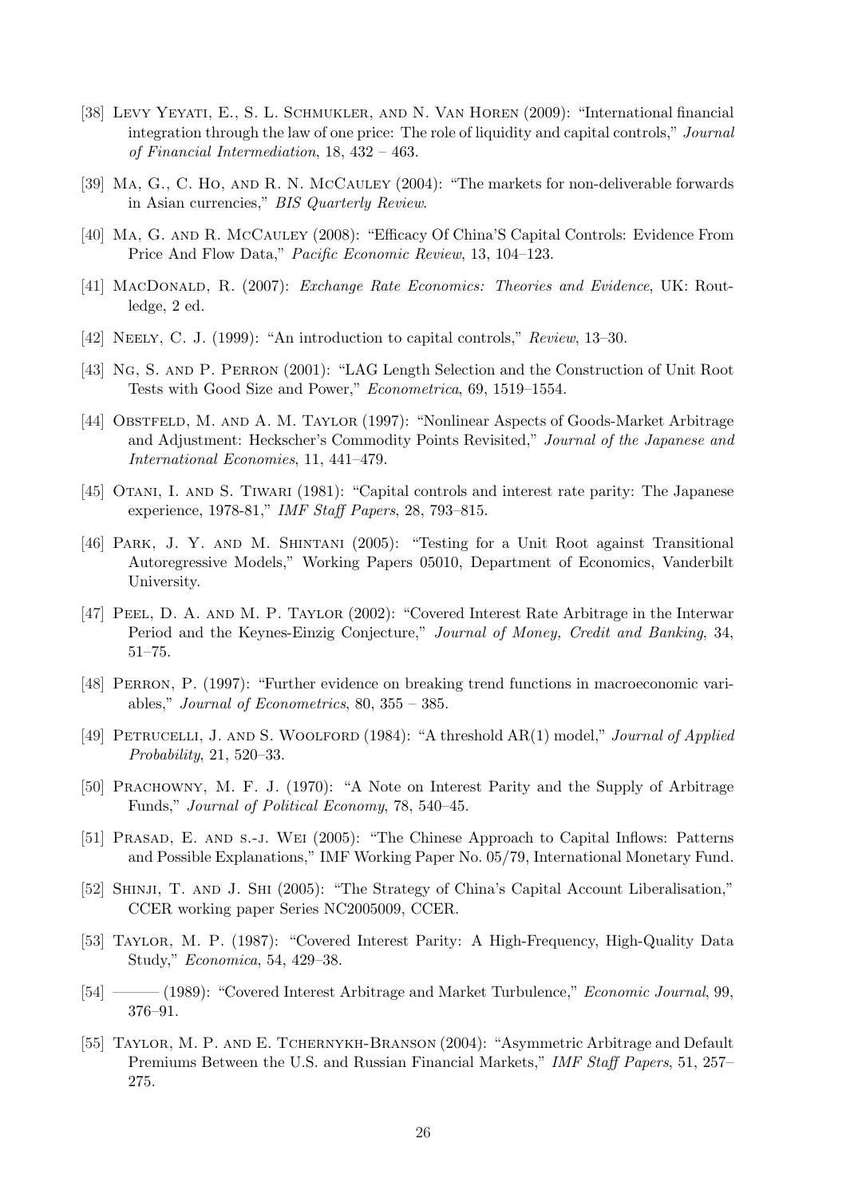[38] Levy Yeyati, E., S. L. Schmukler, and N. Van Horen (2009): "International financial integration through the law of one price: The role of liquidity and capital controls," *Journal of Financial Intermediation*, 18, 432 – 463.

[39] Ma, G., C. Ho, and R. N. McCauley (2004): "The markets for non-deliverable forwards in Asian currencies," *BIS Quarterly Review*.

[40] Ma, G. and R. McCauley (2008): "Efficacy Of China'S Capital Controls: Evidence From Price And Flow Data," *Pacific Economic Review*, 13, 104–123.

[41] MacDonald, R. (2007): *Exchange Rate Economics: Theories and Evidence*, UK: Routledge, 2 ed.

[42] Neely, C. J. (1999): "An introduction to capital controls," *Review*, 13–30.

[43] Ng, S. and P. Perron (2001): "LAG Length Selection and the Construction of Unit Root Tests with Good Size and Power," *Econometrica*, 69, 1519–1554.

[44] Obstfeld, M. and A. M. Taylor (1997): "Nonlinear Aspects of Goods-Market Arbitrage and Adjustment: Heckscher's Commodity Points Revisited," *Journal of the Japanese and International Economies*, 11, 441–479.

[45] Otani, I. and S. Tiwari (1981): "Capital controls and interest rate parity: The Japanese experience, 1978-81," *IMF Staff Papers*, 28, 793–815.

[46] Park, J. Y. and M. Shintani (2005): "Testing for a Unit Root against Transitional Autoregressive Models," Working Papers 05010, Department of Economics, Vanderbilt University.

[47] Peel, D. A. and M. P. Taylor (2002): "Covered Interest Rate Arbitrage in the Interwar Period and the Keynes-Einzig Conjecture," *Journal of Money, Credit and Banking*, 34, 51–75.

[48] Perron, P. (1997): "Further evidence on breaking trend functions in macroeconomic variables," *Journal of Econometrics*, 80, 355 – 385.

[49] Petrucelli, J. and S. Woolford (1984): "A threshold AR(1) model," *Journal of Applied Probability*, 21, 520–33.

[50] Prachowny, M. F. J. (1970): "A Note on Interest Parity and the Supply of Arbitrage Funds," *Journal of Political Economy*, 78, 540–45.

[51] Prasad, E. and s.-j. Wei (2005): "The Chinese Approach to Capital Inflows: Patterns and Possible Explanations," IMF Working Paper No. 05/79, International Monetary Fund.

[52] Shinji, T. and J. Shi (2005): "The Strategy of China's Capital Account Liberalisation," CCER working paper Series NC2005009, CCER.

[53] Taylor, M. P. (1987): "Covered Interest Parity: A High-Frequency, High-Quality Data Study," *Economica*, 54, 429–38.

[54] ——— (1989): "Covered Interest Arbitrage and Market Turbulence," *Economic Journal*, 99, 376–91.

[55] Taylor, M. P. and E. Tchernykh-Branson (2004): "Asymmetric Arbitrage and Default Premiums Between the U.S. and Russian Financial Markets," *IMF Staff Papers*, 51, 257–275.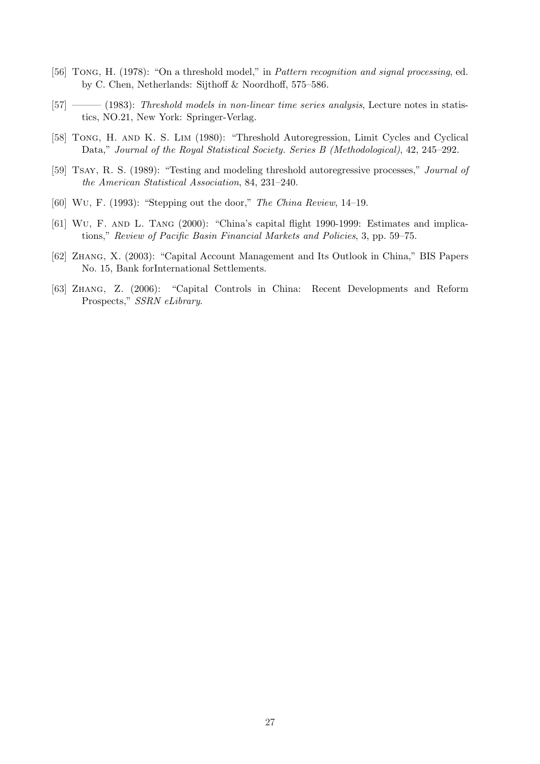[56] Tong, H. (1978): "On a threshold model," in *Pattern recognition and signal processing*, ed. by C. Chen, Netherlands: Sijthoff & Noordhoff, 575–586.

[57] ——— (1983): *Threshold models in non-linear time series analysis*, Lecture notes in statistics, NO.21, New York: Springer-Verlag.

[58] Tong, H. and K. S. Lim (1980): "Threshold Autoregression, Limit Cycles and Cyclical Data," *Journal of the Royal Statistical Society. Series B (Methodological)*, 42, 245–292.

[59] Tsay, R. S. (1989): "Testing and modeling threshold autoregressive processes," *Journal of the American Statistical Association*, 84, 231–240.

[60] Wu, F. (1993): "Stepping out the door," *The China Review*, 14–19.

[61] Wu, F. and L. Tang (2000): "China's capital flight 1990-1999: Estimates and implications," *Review of Pacific Basin Financial Markets and Policies*, 3, pp. 59–75.

[62] Zhang, X. (2003): "Capital Account Management and Its Outlook in China," BIS Papers No. 15, Bank forInternational Settlements.

[63] Zhang, Z. (2006): "Capital Controls in China: Recent Developments and Reform Prospects," *SSRN eLibrary*.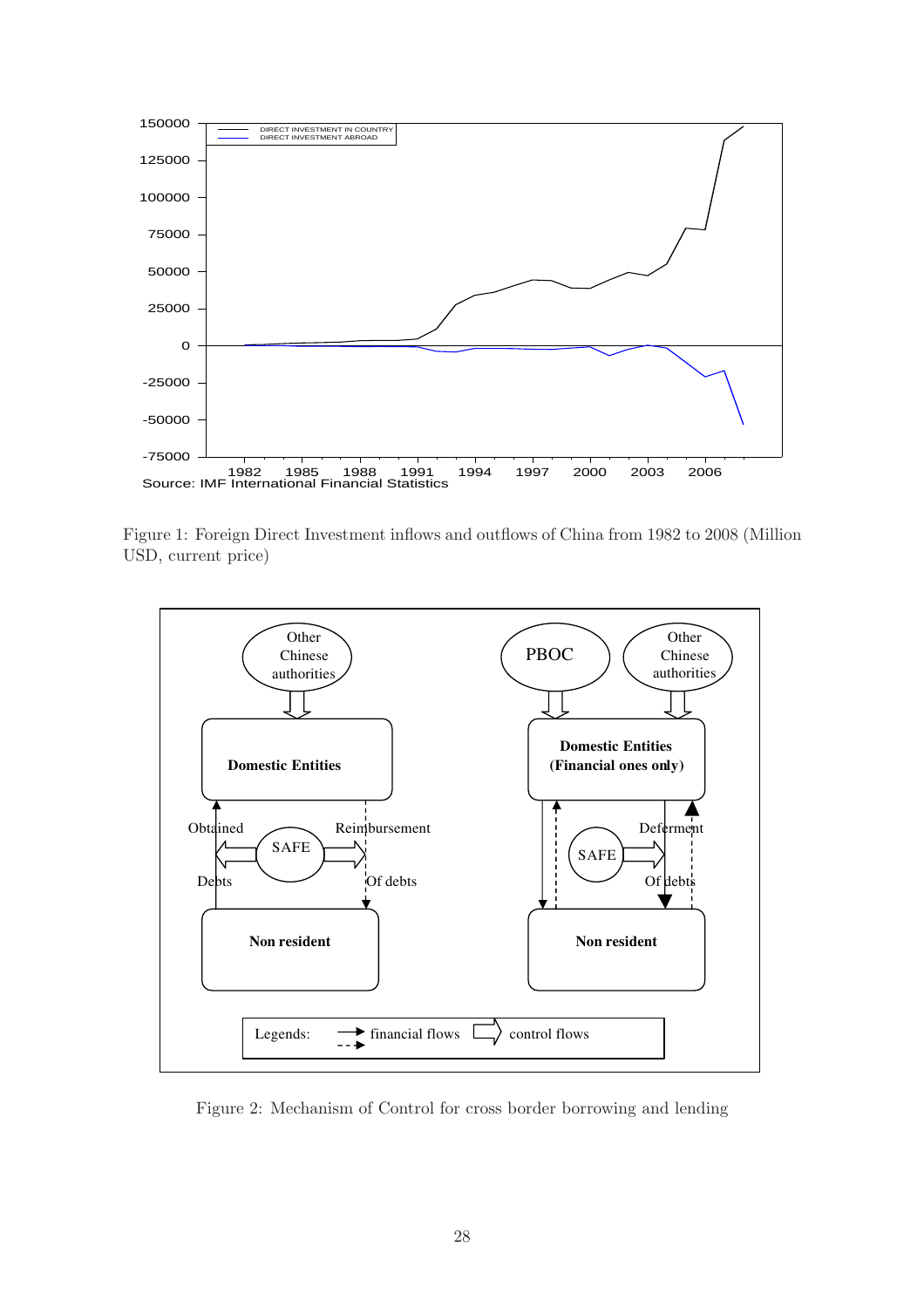Figure 1: Foreign Direct Investment inflows and outflows of China from 1982 to 2008 (Million USD, current price)

Figure 2: Mechanism of Control for cross border borrowing and lending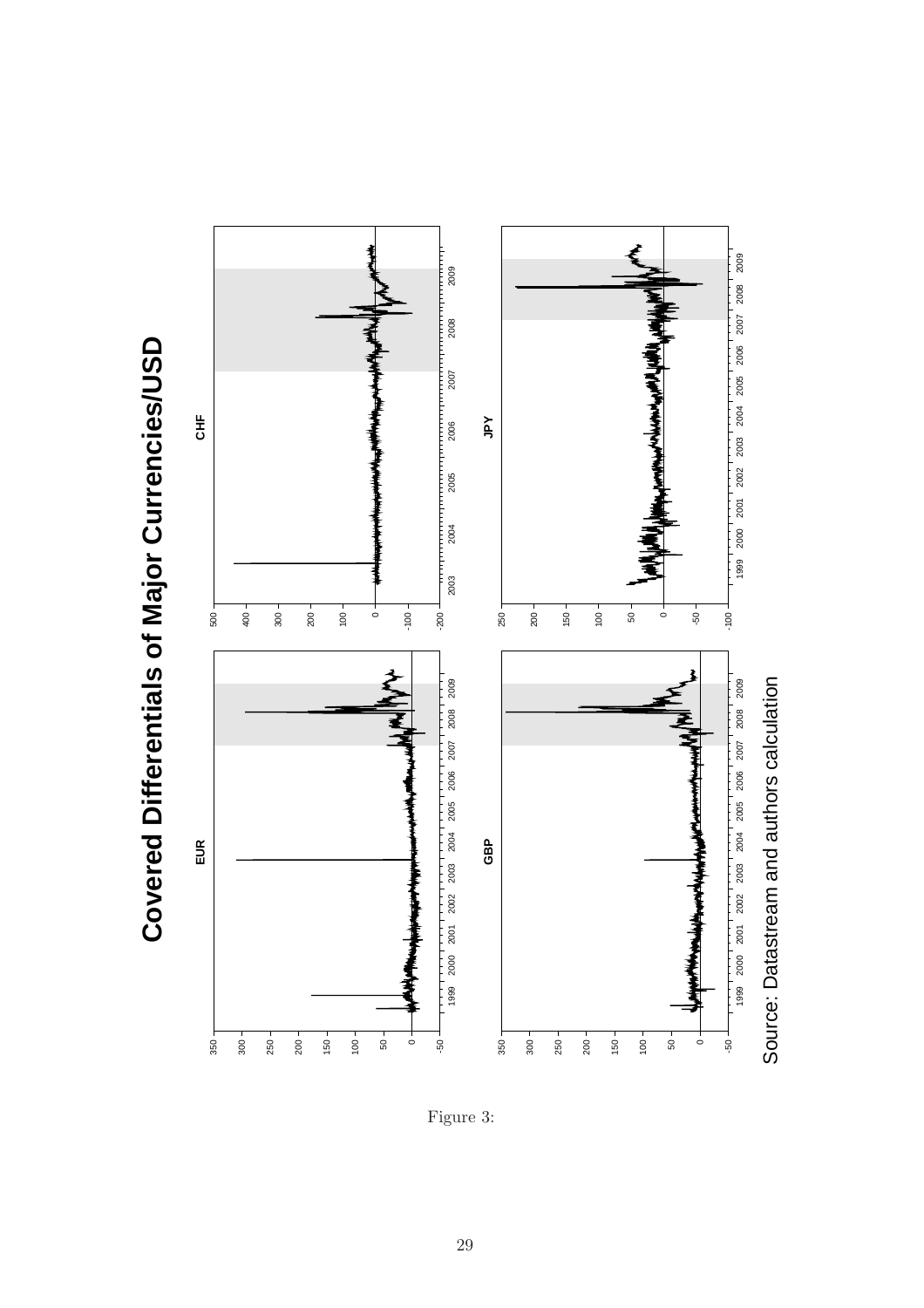# Covered Differentials of Major Currencies/USD

Source: Datastream and authors calculation

Figure 3: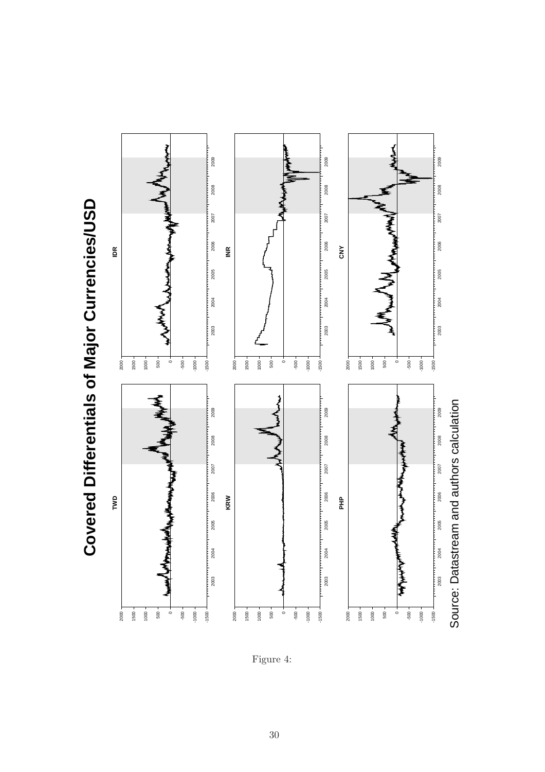# Covered Differentials of Major Currencies/USD

TWD

IDR

KRW

INR

PHP

CNY

Source: Datastream and authors calculation

Figure 4: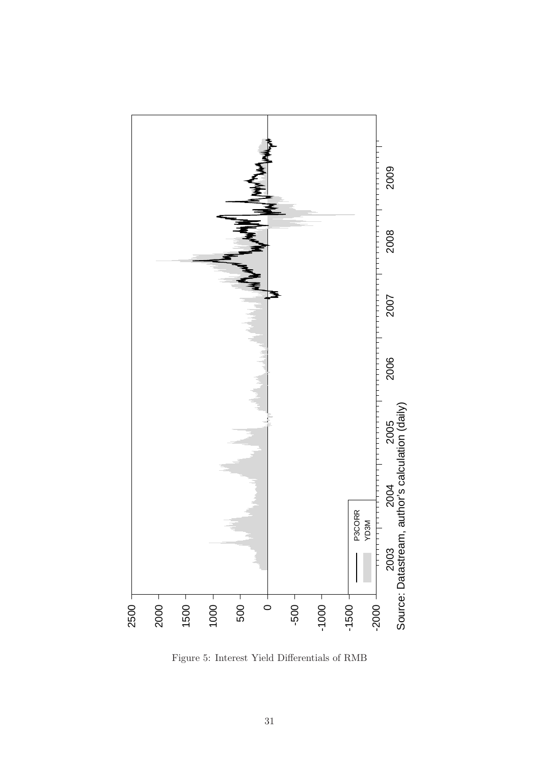Figure 5: Interest Yield Differentials of RMB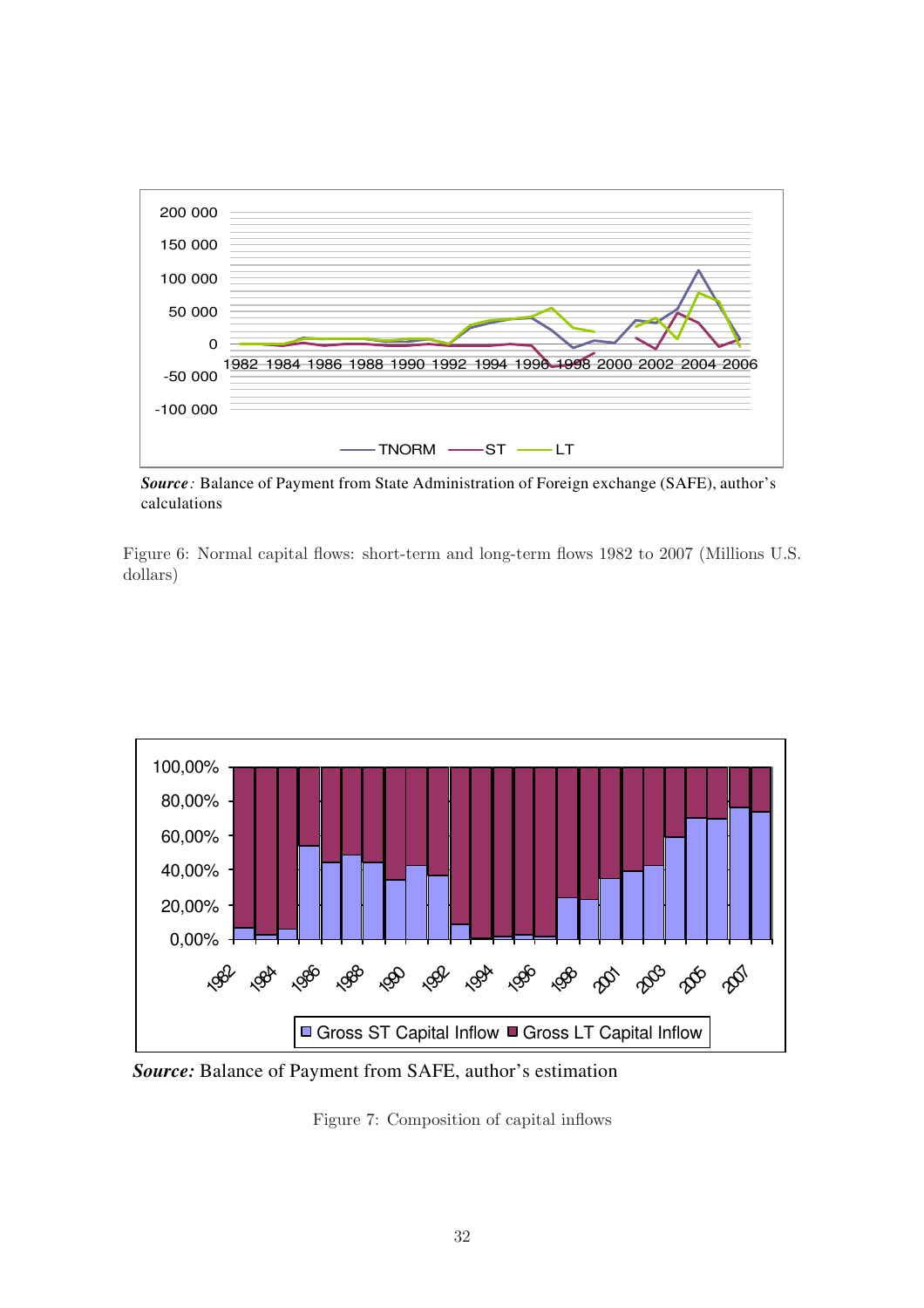***Source:*** Balance of Payment from State Administration of Foreign exchange (SAFE), author's calculations

Figure 6: Normal capital flows: short-term and long-term flows 1982 to 2007 (Millions U.S. dollars)

***Source:*** Balance of Payment from SAFE, author's estimation

Figure 7: Composition of capital inflows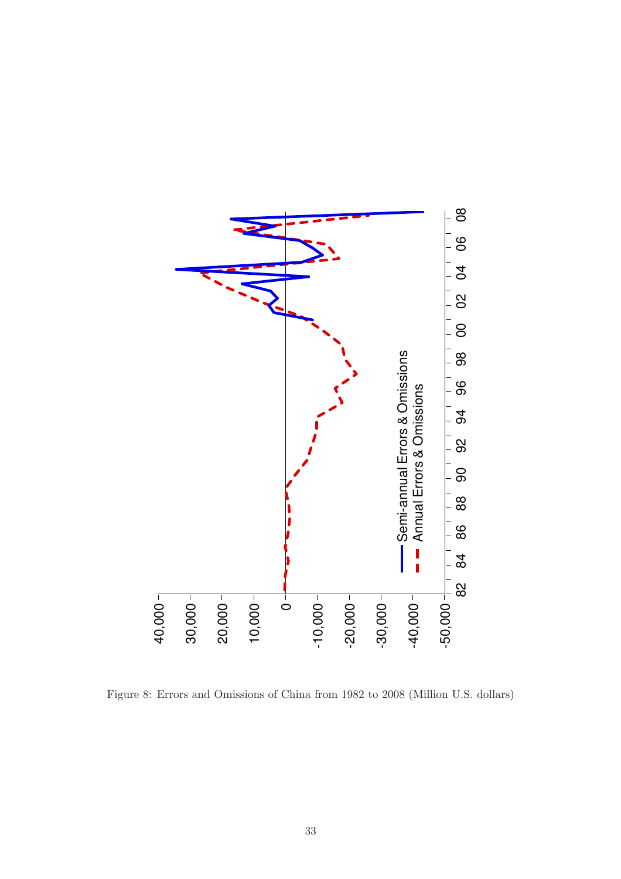Figure 8: Errors and Omissions of China from 1982 to 2008 (Million U.S. dollars)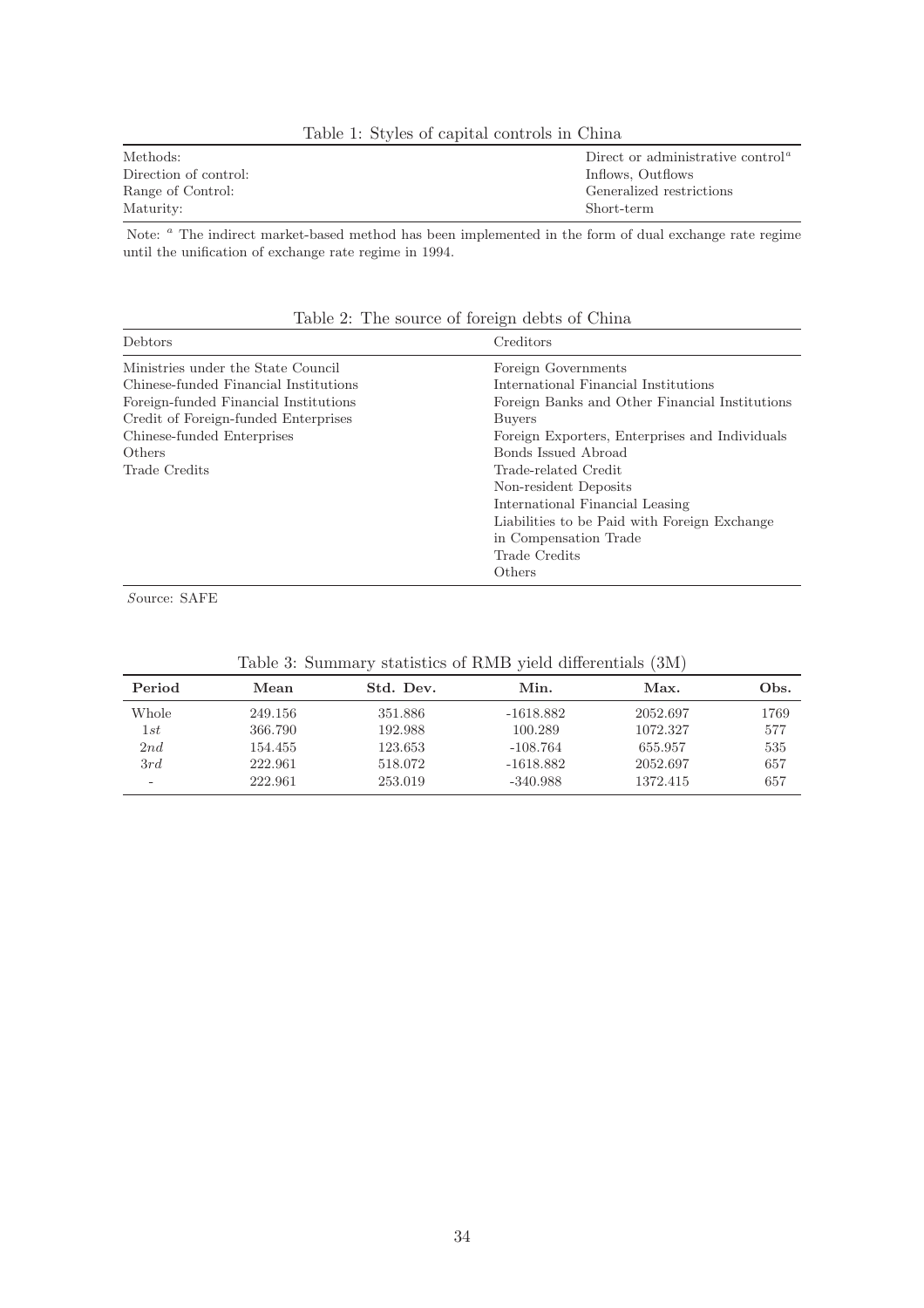Table 1: Styles of capital controls in China

| | |
|---|---|
| Methods: | Direct or administrative control[a] |
| Direction of control: | Inflows, Outflows |
| Range of Control: | Generalized restrictions |
| Maturity: | Short-term |

Note: [a] The indirect market-based method has been implemented in the form of dual exchange rate regime until the unification of exchange rate regime in 1994.

Table 2: The source of foreign debts of China

| Debtors | Creditors |
|---|---|
| Ministries under the State Council | Foreign Governments |
| Chinese-funded Financial Institutions | International Financial Institutions |
| Foreign-funded Financial Institutions | Foreign Banks and Other Financial Institutions |
| Credit of Foreign-funded Enterprises | Buyers |
| Chinese-funded Enterprises | Foreign Exporters, Enterprises and Individuals |
| Others | Bonds Issued Abroad |
| Trade Credits | Trade-related Credit |
| | Non-resident Deposits |
| | International Financial Leasing |
| | Liabilities to be Paid with Foreign Exchange in Compensation Trade |
| | Trade Credits |
| | Others |

*S*ource: SAFE

Table 3: Summary statistics of RMB yield differentials (3M)

| **Period** | **Mean** | **Std. Dev.** | **Min.** | **Max.** | **Obs.** |
|---|---|---|---|---|---|
| Whole | 249.156 | 351.886 | -1618.882 | 2052.697 | 1769 |
| *1st* | 366.790 | 192.988 | 100.289 | 1072.327 | 577 |
| *2nd* | 154.455 | 123.653 | -108.764 | 655.957 | 535 |
| *3rd* | 222.961 | 518.072 | -1618.882 | 2052.697 | 657 |
| - | 222.961 | 253.019 | -340.988 | 1372.415 | 657 |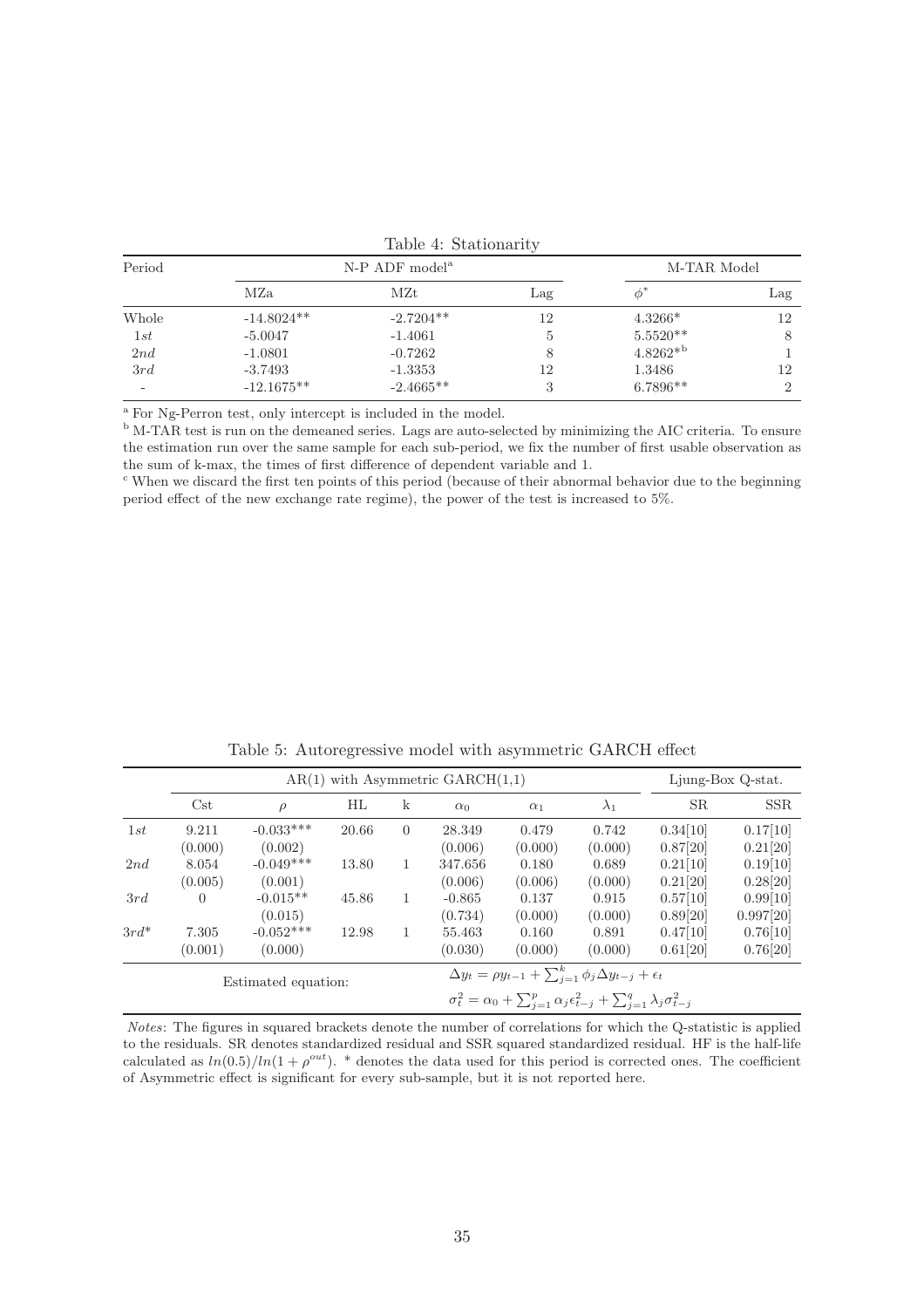Table 4: Stationarity

| Period | N-P ADF model[a] | | | M-TAR Model | |
|---|---|---|---|---|---|
| | MZa | MZt | Lag | $\phi^*$ | Lag |
| Whole | -14.8024** | -2.7204** | 12 | 4.3266* | 12 |
| $1st$ | -5.0047 | -1.4061 | 5 | 5.5520** | 8 |
| $2nd$ | -1.0801 | -0.7262 | 8 | 4.8262*[b] | 1 |
| $3rd$ | -3.7493 | -1.3353 | 12 | 1.3486 | 12 |
| - | -12.1675** | -2.4665** | 3 | 6.7896** | 2 |

[a] For Ng-Perron test, only intercept is included in the model.
[b] M-TAR test is run on the demeaned series. Lags are auto-selected by minimizing the AIC criteria. To ensure the estimation run over the same sample for each sub-period, we fix the number of first usable observation as the sum of k-max, the times of first difference of dependent variable and 1.
[c] When we discard the first ten points of this period (because of their abnormal behavior due to the beginning period effect of the new exchange rate regime), the power of the test is increased to 5%.

Table 5: Autoregressive model with asymmetric GARCH effect

| | AR(1) with Asymmetric GARCH(1,1) | | | | | | | Ljung-Box Q-stat. | |
|---|---|---|---|---|---|---|---|---|---|
| | Cst | $\rho$ | HL | k | $\alpha_0$ | $\alpha_1$ | $\lambda_1$ | SR | SSR |
| $1st$ | 9.211 | -0.033*** | 20.66 | 0 | 28.349 | 0.479 | 0.742 | 0.34[10] | 0.17[10] |
| | (0.000) | (0.002) | | | (0.006) | (0.000) | (0.000) | 0.87[20] | 0.21[20] |
| $2nd$ | 8.054 | -0.049*** | 13.80 | 1 | 347.656 | 0.180 | 0.689 | 0.21[10] | 0.19[10] |
| | (0.005) | (0.001) | | | (0.006) | (0.006) | (0.000) | 0.21[20] | 0.28[20] |
| $3rd$ | 0 | -0.015** | 45.86 | 1 | -0.865 | 0.137 | 0.915 | 0.57[10] | 0.99[10] |
| | | (0.015) | | | (0.734) | (0.000) | (0.000) | 0.89[20] | 0.997[20] |
| $3rd$* | 7.305 | -0.052*** | 12.98 | 1 | 55.463 | 0.160 | 0.891 | 0.47[10] | 0.76[10] |
| | (0.001) | (0.000) | | | (0.030) | (0.000) | (0.000) | 0.61[20] | 0.76[20] |
| Estimated equation: | | | | | $\Delta y_t = \rho y_{t-1} + \sum_{j=1}^{k} \phi_j \Delta y_{t-j} + \epsilon_t$ | | | | |
| | | | | | $\sigma_t^2 = \alpha_0 + \sum_{j=1}^{p} \alpha_j \epsilon_{t-j}^2 + \sum_{j=1}^{q} \lambda_j \sigma_{t-j}^2$ | | | | |

*Notes*: The figures in squared brackets denote the number of correlations for which the Q-statistic is applied to the residuals. SR denotes standardized residual and SSR squared standardized residual. HF is the half-life calculated as $ln(0.5)/ln(1+\rho^{out})$. * denotes the data used for this period is corrected ones. The coefficient of Asymmetric effect is significant for every sub-sample, but it is not reported here.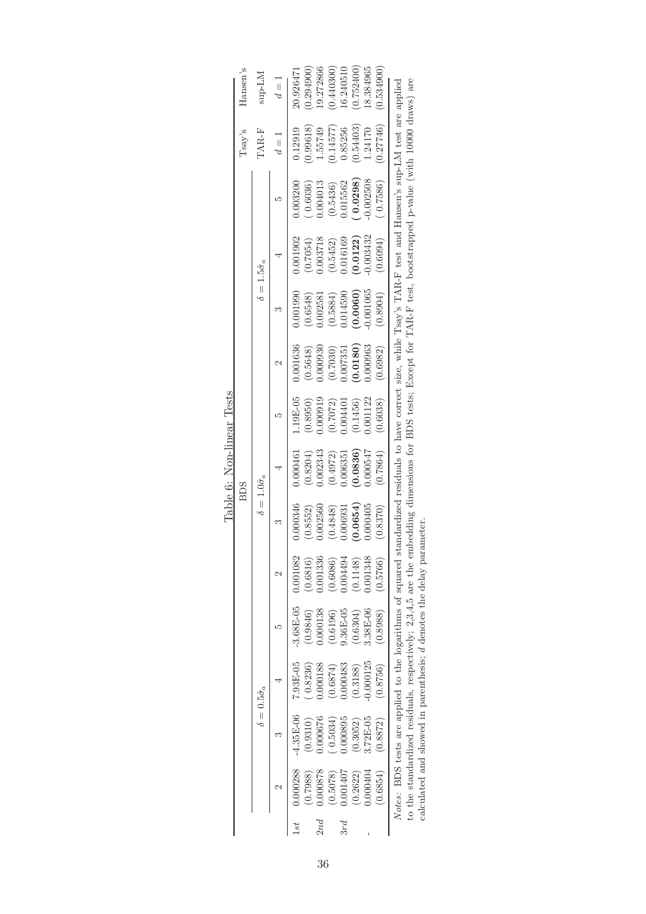Table 6: Non-linear Tests

| | BDS | | | | | | | | | | | | Tsay's | Hansen's |
|---|---|---|---|---|---|---|---|---|---|---|---|---|---|---|
| | $\delta = 0.5\hat{\sigma}_a$ | | | | $\delta = 1.0\hat{\sigma}_a$ | | | | $\delta = 1.5\hat{\sigma}_a$ | | | | TAR-F | sup-LM |
| | 2 | 3 | 4 | 5 | 2 | 3 | 4 | 5 | 2 | 3 | 4 | 5 | $d = 1$ | $d = 1$ |
| 1*st* | 0.000288 | -4.35E-06 | 7.93E-05 | -3.68E-05 | 0.001082 | 0.000346 | 0.000461 | 1.19E-05 | 0.001636 | 0.001990 | 0.001902 | 0.003200 | 0.12919 | 20.926471 |
| | (0.7988) | (0.9310) | ( 0.8236) | (0.9846) | (0.6816) | (0.8552) | (0.8204) | (0.8950) | (0.5648) | (0.6548) | (0.7054) | ( 0.6036) | (0.99618) | (0.294900) |
| 2*nd* | 0.000878 | 0.000676 | 0.000188 | 0.000138 | 0.001336 | 0.002560 | 0.002343 | 0.000919 | 0.000930 | 0.002581 | 0.003718 | 0.004013 | 1.55749 | 19.272866 |
| | (0.5078) | ( 0.5034) | (0.6874) | (0.6196) | (0.6086) | (0.4848) | (0.4972) | (0.7072) | (0.7030) | (0.5884) | (0.5452) | (0.5436) | (0.14577) | (0.440300) |
| 3*rd* | 0.001407 | 0.000895 | 0.000483 | 9.36E-05 | 0.004494 | 0.006931 | 0.006351 | 0.004401 | 0.007351 | 0.014590 | 0.016169 | 0.015562 | 0.85256 | 16.240510 |
| | (0.2622) | (0.3052) | (0.3188) | (0.6304) | (0.1148) | **(0.0654)** | **(0.0836)** | (0.1456) | **(0.0180)** | **(0.0060)** | **(0.0122)** | **( 0.0298)** | (0.54403) | (0.752400) |
| - | 0.000404 | 3.72E-05 | -0.000125 | 3.38E-06 | 0.001348 | 0.000405 | 0.000547 | 0.001122 | 0.000963 | -0.001065 | -0.003432 | -0.002508 | 1.24170 | 18.384965 |
| | (0.6854) | (0.8872) | (0.8756) | (0.8988) | (0.5766) | (0.8370) | (0.7864) | (0.6038) | (0.6982) | (0.8904) | (0.6094) | ( 0.7586) | (0.27746) | (0.534900) |

*Notes*: BDS tests are applied to the logarithms of squared standardized residuals to have correct size, while Tsay's TAR-F test and Hansen's sup-LM test are applied to the standardized residuals, respectively; 2,3,4,5 are the embedding dimensions for BDS tests; Except for TAR-F test, bootstrapped p-value (with 10000 draws) are calculated and showed in parenthesis; $d$ denotes the delay parameter.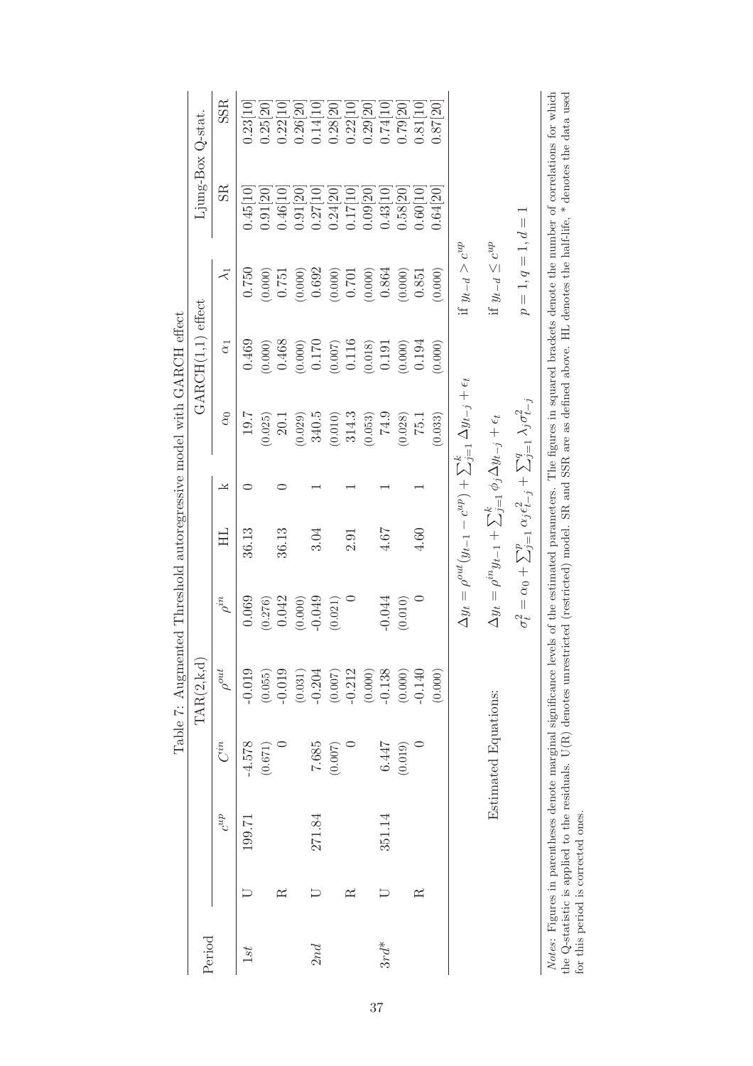Table 7: Augmented Threshold autoregressive model with GARCH effect

| Period | | TAR(2,k,d) | | | | | | GARCH(1,1) effect | | | Ljung-Box Q-stat. | |
|---|---|---|---|---|---|---|---|---|---|---|---|---|
| | | $c^{up}$ | $C^{in}$ | $\rho^{out}$ | $\rho^{in}$ | HL | k | $\alpha_0$ | $\alpha_1$ | $\lambda_1$ | SR | SSR |
| $1st$ | U | 199.71 | -4.578 | -0.019 | 0.069 | 36.13 | 0 | 19.7 | 0.469 | 0.750 | 0.45[10] | 0.23[10] |
| | | | (0.671) | (0.055) | (0.276) | | | (0.025) | (0.000) | (0.000) | 0.91[20] | 0.25[20] |
| | R | | 0 | -0.019 | 0.042 | 36.13 | 0 | 20.1 | 0.468 | 0.751 | 0.46[10] | 0.22[10] |
| | | | | (0.031) | (0.000) | | | (0.029) | (0.000) | (0.000) | 0.91[20] | 0.26[20] |
| $2nd$ | U | 271.84 | 7.685 | -0.204 | -0.049 | 3.04 | 1 | 340.5 | 0.170 | 0.692 | 0.27[10] | 0.14[10] |
| | | | (0.007) | (0.007) | (0.021) | | | (0.010) | (0.007) | (0.000) | 0.24[20] | 0.28[20] |
| | R | | 0 | -0.212 | 0 | 2.91 | 1 | 314.3 | 0.116 | 0.701 | 0.17[10] | 0.22[10] |
| | | | | (0.000) | | | | (0.053) | (0.018) | (0.000) | 0.09[20] | 0.29[20] |
| $3rd$* | U | 351.14 | 6.447 | -0.138 | -0.044 | 4.67 | 1 | 74.9 | 0.191 | 0.864 | 0.43[10] | 0.74[10] |
| | | | (0.019) | (0.000) | (0.010) | | | (0.028) | (0.000) | (0.000) | 0.58[20] | 0.79[20] |
| | R | | 0 | -0.140 | 0 | 4.60 | 1 | 75.1 | 0.194 | 0.851 | 0.60[10] | 0.81[10] |
| | | | | (0.000) | | | | (0.033) | (0.000) | (0.000) | 0.64[20] | 0.87[20] |

Estimated Equations:

$$\Delta y_t = \rho^{out}(y_{t-1} - c^{up}) + \sum_{j=1}^{k} \Delta y_{t-j} + \epsilon_t \quad \text{if } y_{t-d} > c^{up}$$

$$\Delta y_t = \rho^{in} y_{t-1} + \sum_{j=1}^{k} \phi_j \Delta y_{t-j} + \epsilon_t \quad \text{if } y_{t-d} \leq c^{up}$$

$$\sigma_t^2 = \alpha_0 + \sum_{j=1}^{p} \alpha_j \epsilon_{t-j}^2 + \sum_{j=1}^{q} \lambda_j \sigma_{t-j}^2 \quad p = 1, q = 1, d = 1$$

*Notes*: Figures in parentheses denote marginal significance levels of the estimated parameters. The figures in squared brackets denote the number of correlations for which the Q-statistic is applied to the residuals. U(R) denotes unrestricted (restricted) model. SR and SSR are as defined above. HL denotes the half-life, * denotes the data used for this period is corrected ones.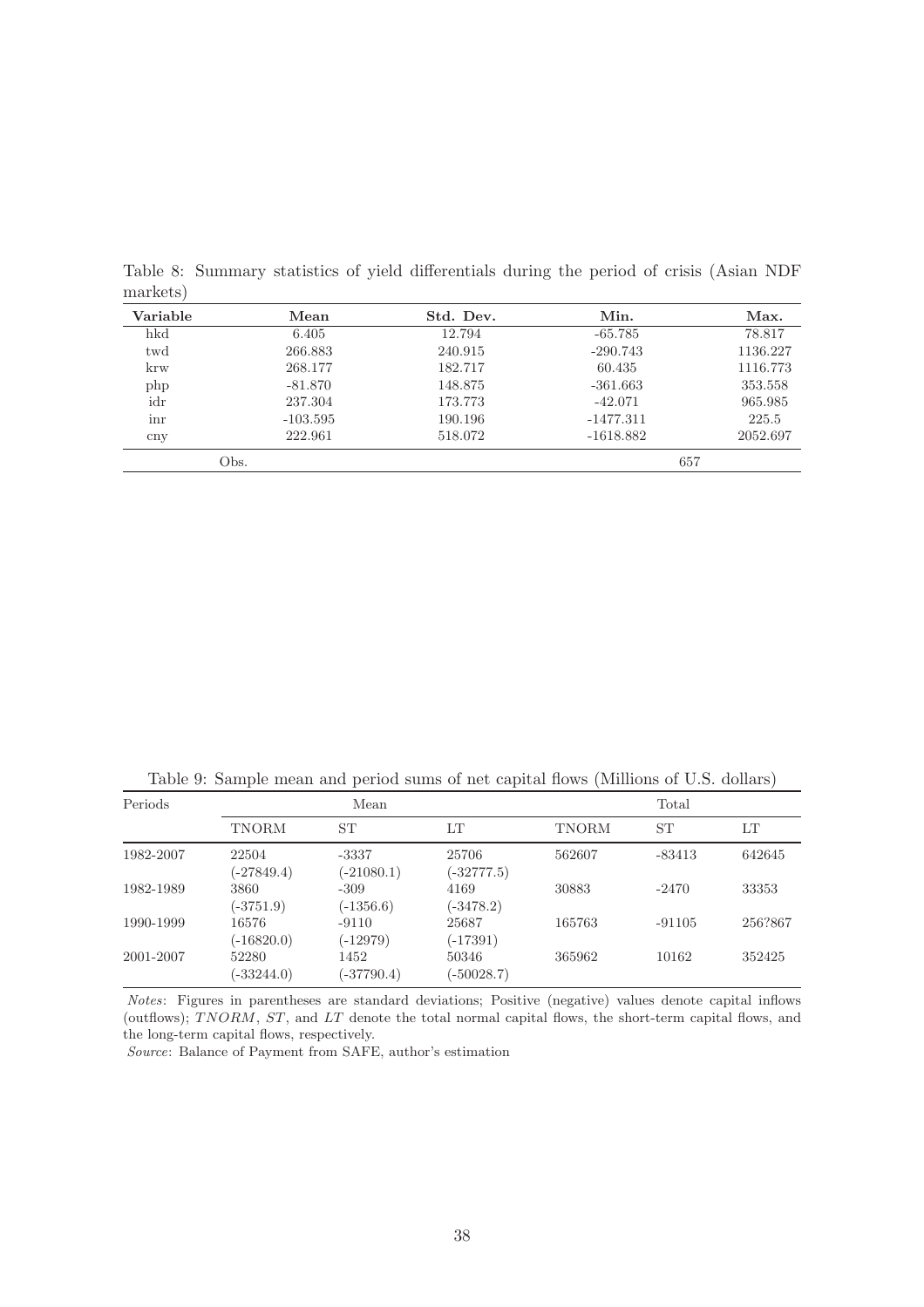Table 8: Summary statistics of yield differentials during the period of crisis (Asian NDF markets)

| Variable | Mean | Std. Dev. | Min. | Max. |
|---|---|---|---|---|
| hkd | 6.405 | 12.794 | -65.785 | 78.817 |
| twd | 266.883 | 240.915 | -290.743 | 1136.227 |
| krw | 268.177 | 182.717 | 60.435 | 1116.773 |
| php | -81.870 | 148.875 | -361.663 | 353.558 |
| idr | 237.304 | 173.773 | -42.071 | 965.985 |
| inr | -103.595 | 190.196 | -1477.311 | 225.5 |
| cny | 222.961 | 518.072 | -1618.882 | 2052.697 |
| Obs. | | | 657 | |

Table 9: Sample mean and period sums of net capital flows (Millions of U.S. dollars)

| Periods | Mean | | | Total | | |
|---|---|---|---|---|---|---|
| | TNORM | ST | LT | TNORM | ST | LT |
| 1982-2007 | 22504<br>(-27849.4) | -3337<br>(-21080.1) | 25706<br>(-32777.5) | 562607 | -83413 | 642645 |
| 1982-1989 | 3860<br>(-3751.9) | -309<br>(-1356.6) | 4169<br>(-3478.2) | 30883 | -2470 | 33353 |
| 1990-1999 | 16576<br>(-16820.0) | -9110<br>(-12979) | 25687<br>(-17391) | 165763 | -91105 | 256?867 |
| 2001-2007 | 52280<br>(-33244.0) | 1452<br>(-37790.4) | 50346<br>(-50028.7) | 365962 | 10162 | 352425 |

*Notes*: Figures in parentheses are standard deviations; Positive (negative) values denote capital inflows (outflows); $TNORM$, $ST$, and $LT$ denote the total normal capital flows, the short-term capital flows, and the long-term capital flows, respectively.

*Source*: Balance of Payment from SAFE, author's estimation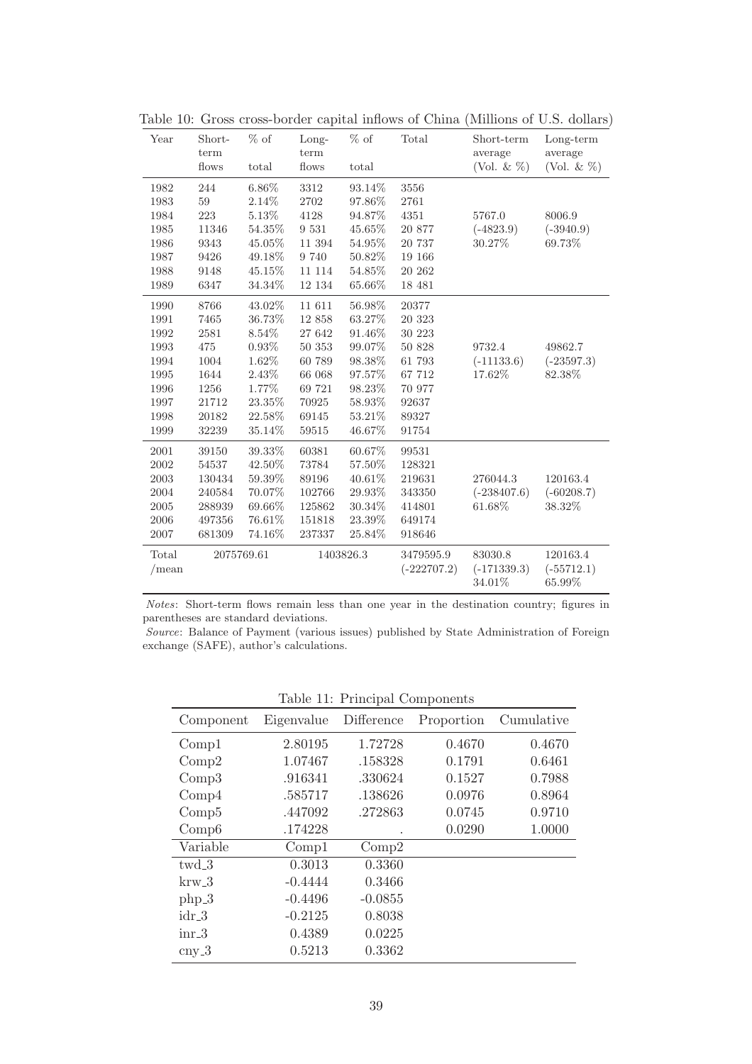Table 10: Gross cross-border capital inflows of China (Millions of U.S. dollars)

| Year | Short-term flows | % of total | Long-term flows | % of total | Total | Short-term average (Vol. & %) | Long-term average (Vol. & %) |
|---|---|---|---|---|---|---|---|
| 1982 | 244 | 6.86% | 3312 | 93.14% | 3556 | | |
| 1983 | 59 | 2.14% | 2702 | 97.86% | 2761 | | |
| 1984 | 223 | 5.13% | 4128 | 94.87% | 4351 | 5767.0 | 8006.9 |
| 1985 | 11346 | 54.35% | 9 531 | 45.65% | 20 877 | (-4823.9) | (-3940.9) |
| 1986 | 9343 | 45.05% | 11 394 | 54.95% | 20 737 | 30.27% | 69.73% |
| 1987 | 9426 | 49.18% | 9 740 | 50.82% | 19 166 | | |
| 1988 | 9148 | 45.15% | 11 114 | 54.85% | 20 262 | | |
| 1989 | 6347 | 34.34% | 12 134 | 65.66% | 18 481 | | |
| 1990 | 8766 | 43.02% | 11 611 | 56.98% | 20377 | | |
| 1991 | 7465 | 36.73% | 12 858 | 63.27% | 20 323 | | |
| 1992 | 2581 | 8.54% | 27 642 | 91.46% | 30 223 | | |
| 1993 | 475 | 0.93% | 50 353 | 99.07% | 50 828 | 9732.4 | 49862.7 |
| 1994 | 1004 | 1.62% | 60 789 | 98.38% | 61 793 | (-11133.6) | (-23597.3) |
| 1995 | 1644 | 2.43% | 66 068 | 97.57% | 67 712 | 17.62% | 82.38% |
| 1996 | 1256 | 1.77% | 69 721 | 98.23% | 70 977 | | |
| 1997 | 21712 | 23.35% | 70925 | 58.93% | 92637 | | |
| 1998 | 20182 | 22.58% | 69145 | 53.21% | 89327 | | |
| 1999 | 32239 | 35.14% | 59515 | 46.67% | 91754 | | |
| 2001 | 39150 | 39.33% | 60381 | 60.67% | 99531 | | |
| 2002 | 54537 | 42.50% | 73784 | 57.50% | 128321 | | |
| 2003 | 130434 | 59.39% | 89196 | 40.61% | 219631 | 276044.3 | 120163.4 |
| 2004 | 240584 | 70.07% | 102766 | 29.93% | 343350 | (-238407.6) | (-60208.7) |
| 2005 | 288939 | 69.66% | 125862 | 30.34% | 414801 | 61.68% | 38.32% |
| 2006 | 497356 | 76.61% | 151818 | 23.39% | 649174 | | |
| 2007 | 681309 | 74.16% | 237337 | 25.84% | 918646 | | |
| Total /mean | 2075769.61 | | 1403826.3 | | 3479595.9 (-222707.2) | 83030.8 (-171339.3) 34.01% | 120163.4 (-55712.1) 65.99% |

*Notes*: Short-term flows remain less than one year in the destination country; figures in parentheses are standard deviations.
*Source*: Balance of Payment (various issues) published by State Administration of Foreign exchange (SAFE), author's calculations.

Table 11: Principal Components

| Component | Eigenvalue | Difference | Proportion | Cumulative |
|---|---|---|---|---|
| Comp1 | 2.80195 | 1.72728 | 0.4670 | 0.4670 |
| Comp2 | 1.07467 | .158328 | 0.1791 | 0.6461 |
| Comp3 | .916341 | .330624 | 0.1527 | 0.7988 |
| Comp4 | .585717 | .138626 | 0.0976 | 0.8964 |
| Comp5 | .447092 | .272863 | 0.0745 | 0.9710 |
| Comp6 | .174228 | . | 0.0290 | 1.0000 |
| **Variable** | **Comp1** | **Comp2** | | |
| twd_3 | 0.3013 | 0.3360 | | |
| krw_3 | -0.4444 | 0.3466 | | |
| php_3 | -0.4496 | -0.0855 | | |
| idr_3 | -0.2125 | 0.8038 | | |
| inr_3 | 0.4389 | 0.0225 | | |
| cny_3 | 0.5213 | 0.3362 | | |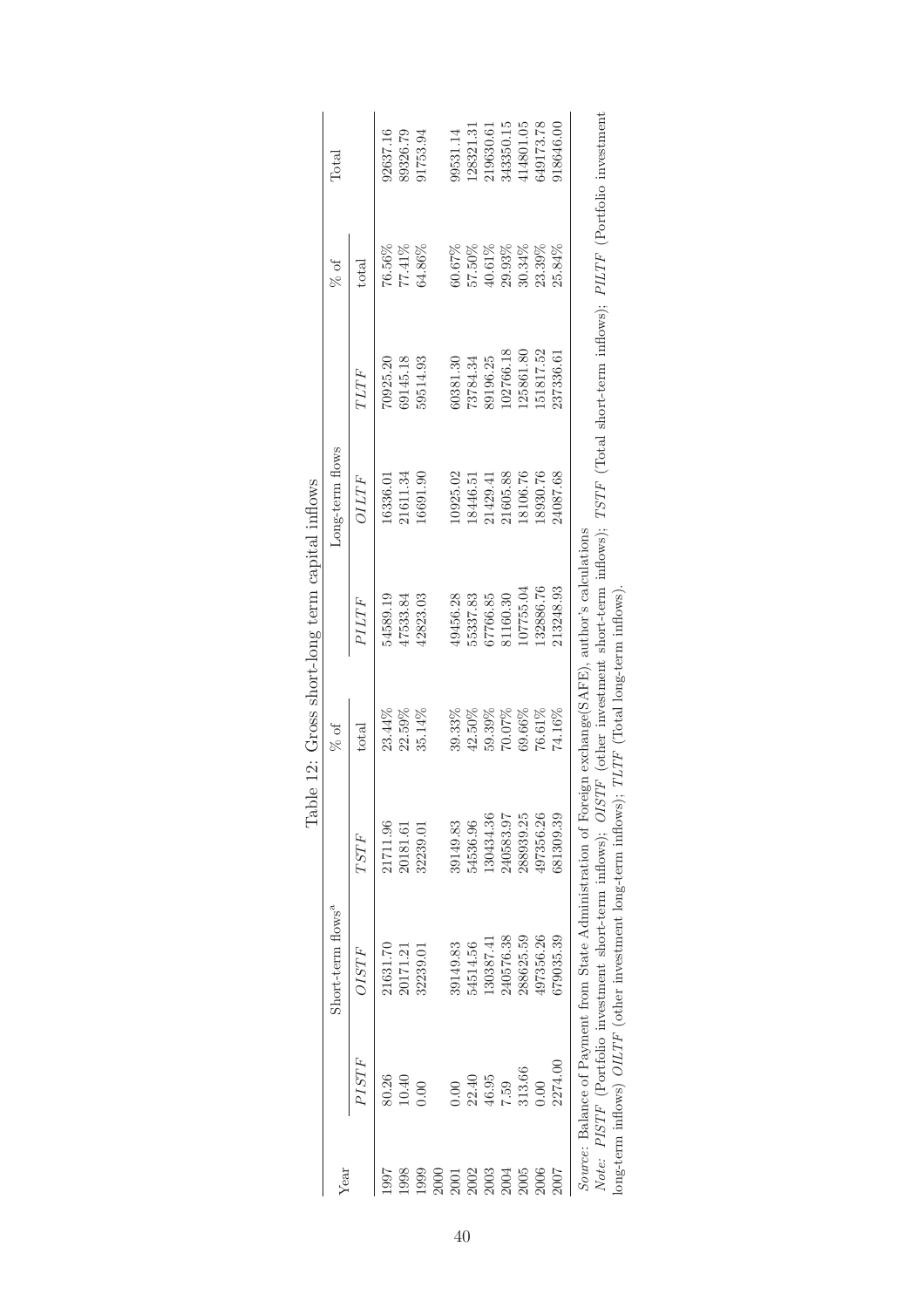Table 12: Gross short-long term capital inflows

| Year | Short-term flows[a] | | | % of | Long-term flows | | | % of | Total |
|---|---|---|---|---|---|---|---|---|---|
| | *PISTF* | *OISTF* | *TSTF* | total | *PILTF* | *OILTF* | *TLTF* | total | |
| 1997 | 80.26 | 21631.70 | 21711.96 | 23.44% | 54589.19 | 16336.01 | 70925.20 | 76.56% | 92637.16 |
| 1998 | 10.40 | 20171.21 | 20181.61 | 22.59% | 47533.84 | 21611.34 | 69145.18 | 77.41% | 89326.79 |
| 1999 | 0.00 | 32239.01 | 32239.01 | 35.14% | 42823.03 | 16691.90 | 59514.93 | 64.86% | 91753.94 |
| 2000 | | | | | | | | | |
| 2001 | 0.00 | 39149.83 | 39149.83 | 39.33% | 49456.28 | 10925.02 | 60381.30 | 60.67% | 99531.14 |
| 2002 | 22.40 | 54514.56 | 54536.96 | 42.50% | 55337.83 | 18446.51 | 73784.34 | 57.50% | 128321.31 |
| 2003 | 46.95 | 130387.41 | 130434.36 | 59.39% | 67766.85 | 21429.41 | 89196.25 | 40.61% | 219630.61 |
| 2004 | 7.59 | 240576.38 | 240583.97 | 70.07% | 81160.30 | 21605.88 | 102766.18 | 29.93% | 343350.15 |
| 2005 | 313.66 | 288625.59 | 288939.25 | 69.66% | 107755.04 | 18106.76 | 125861.80 | 30.34% | 414801.05 |
| 2006 | 0.00 | 497356.26 | 497356.26 | 76.61% | 132886.76 | 18930.76 | 151817.52 | 23.39% | 649173.78 |
| 2007 | 2274.00 | 679035.39 | 681309.39 | 74.16% | 213248.93 | 24087.68 | 237336.61 | 25.84% | 918646.00 |

*Source*: Balance of Payment from State Administration of Foreign exchange(SAFE), author's calculations
*Note*: *PISTF* (Portfolio investment short-term inflows); *OISTF* (other investment short-term inflows); *TSTF* (Total short-term inflows); *PILTF* (Portfolio investment long-term inflows) *OILTF* (other investment long-term inflows); *TLTF* (Total long-term inflows).